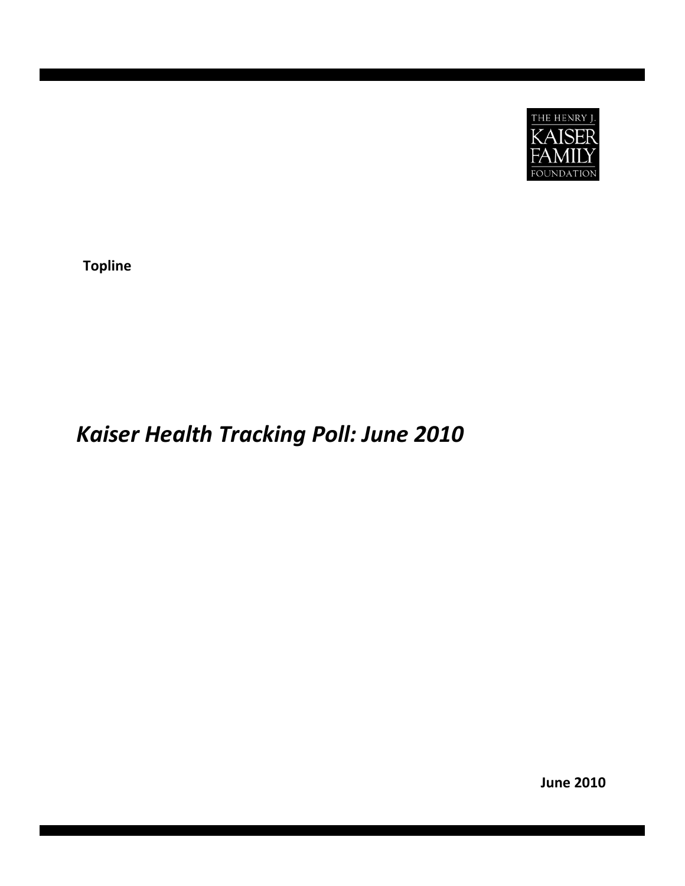THE HENRY J. KAISER FAMILY FOUNDATION

**Topline**

# *Kaiser Health Tracking Poll: June 2010*

**June 2010**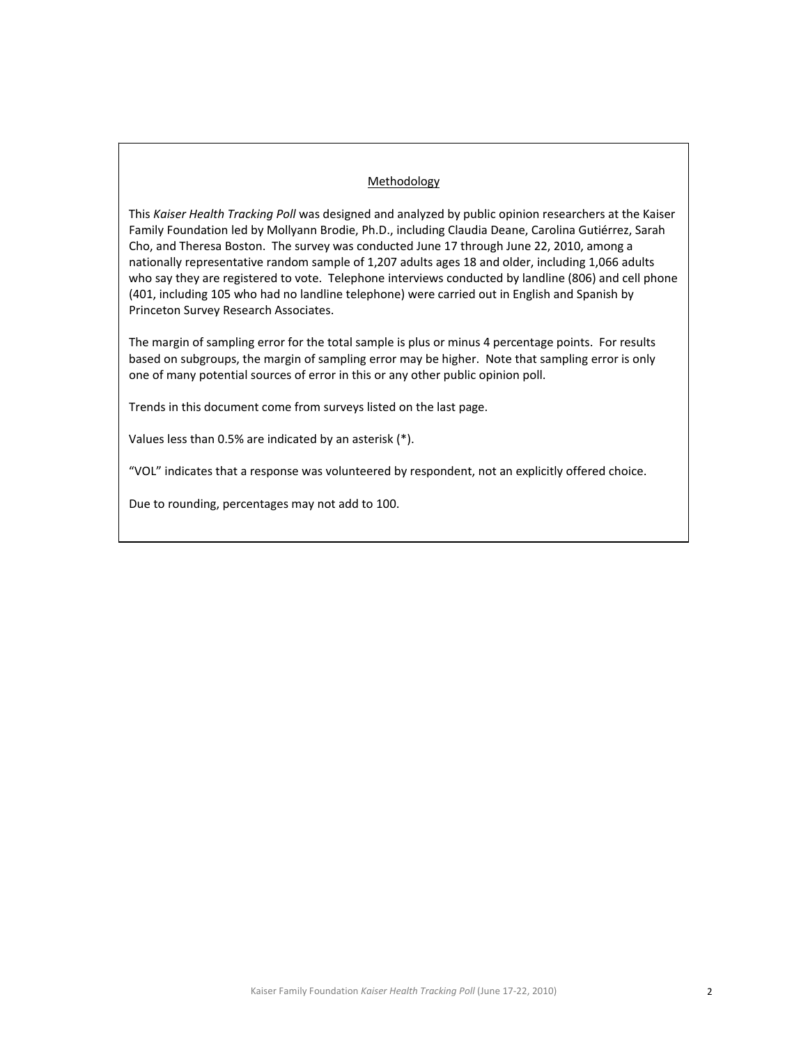## Methodology

This *Kaiser Health Tracking Poll* was designed and analyzed by public opinion researchers at the Kaiser Family Foundation led by Mollyann Brodie, Ph.D., including Claudia Deane, Carolina Gutiérrez, Sarah Cho, and Theresa Boston. The survey was conducted June 17 through June 22, 2010, among a nationally representative random sample of 1,207 adults ages 18 and older, including 1,066 adults who say they are registered to vote. Telephone interviews conducted by landline (806) and cell phone (401, including 105 who had no landline telephone) were carried out in English and Spanish by Princeton Survey Research Associates.

The margin of sampling error for the total sample is plus or minus 4 percentage points. For results based on subgroups, the margin of sampling error may be higher. Note that sampling error is only one of many potential sources of error in this or any other public opinion poll.

Trends in this document come from surveys listed on the last page.

Values less than 0.5% are indicated by an asterisk (*).

"VOL" indicates that a response was volunteered by respondent, not an explicitly offered choice.

Due to rounding, percentages may not add to 100.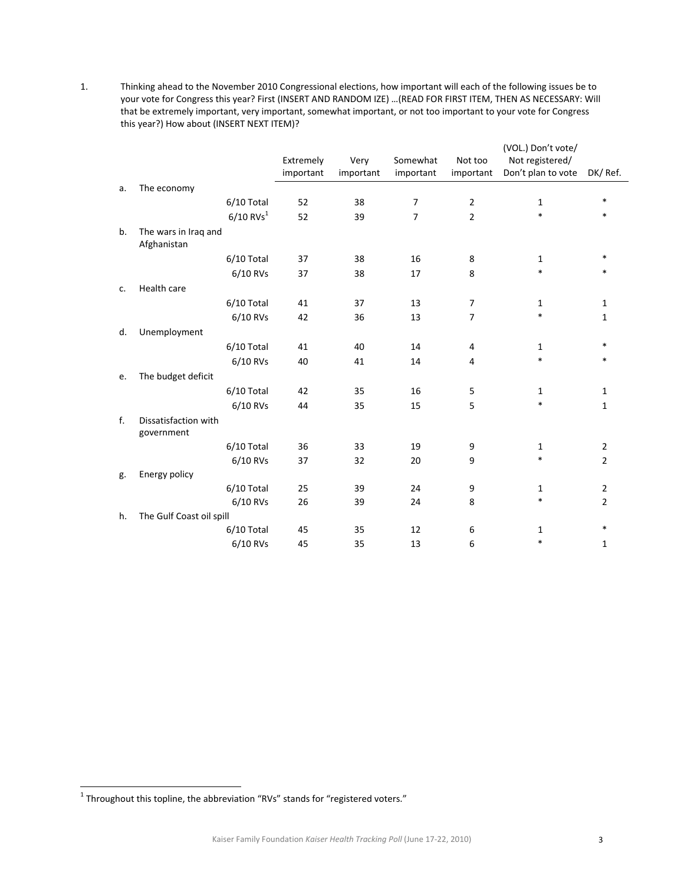1. Thinking ahead to the November 2010 Congressional elections, how important will each of the following issues be to your vote for Congress this year? First (INSERT AND RANDOM IZE) …(READ FOR FIRST ITEM, THEN AS NECESSARY: Will that be extremely important, very important, somewhat important, or not too important to your vote for Congress this year?) How about (INSERT NEXT ITEM)?

| | | Extremely important | Very important | Somewhat important | Not too important | (VOL.) Don't vote/ Not registered/ Don't plan to vote | DK/ Ref. |
|---|---|---|---|---|---|---|---|
| a. | The economy | | | | | | |
| | 6/10 Total | 52 | 38 | 7 | 2 | 1 | * |
| | 6/10 RVs[1] | 52 | 39 | 7 | 2 | * | * |
| b. | The wars in Iraq and Afghanistan | | | | | | |
| | 6/10 Total | 37 | 38 | 16 | 8 | 1 | * |
| | 6/10 RVs | 37 | 38 | 17 | 8 | * | * |
| c. | Health care | | | | | | |
| | 6/10 Total | 41 | 37 | 13 | 7 | 1 | 1 |
| | 6/10 RVs | 42 | 36 | 13 | 7 | * | 1 |
| d. | Unemployment | | | | | | |
| | 6/10 Total | 41 | 40 | 14 | 4 | 1 | * |
| | 6/10 RVs | 40 | 41 | 14 | 4 | * | * |
| e. | The budget deficit | | | | | | |
| | 6/10 Total | 42 | 35 | 16 | 5 | 1 | 1 |
| | 6/10 RVs | 44 | 35 | 15 | 5 | * | 1 |
| f. | Dissatisfaction with government | | | | | | |
| | 6/10 Total | 36 | 33 | 19 | 9 | 1 | 2 |
| | 6/10 RVs | 37 | 32 | 20 | 9 | * | 2 |
| g. | Energy policy | | | | | | |
| | 6/10 Total | 25 | 39 | 24 | 9 | 1 | 2 |
| | 6/10 RVs | 26 | 39 | 24 | 8 | * | 2 |
| h. | The Gulf Coast oil spill | | | | | | |
| | 6/10 Total | 45 | 35 | 12 | 6 | 1 | * |
| | 6/10 RVs | 45 | 35 | 13 | 6 | * | 1 |

[1] Throughout this topline, the abbreviation "RVs" stands for "registered voters."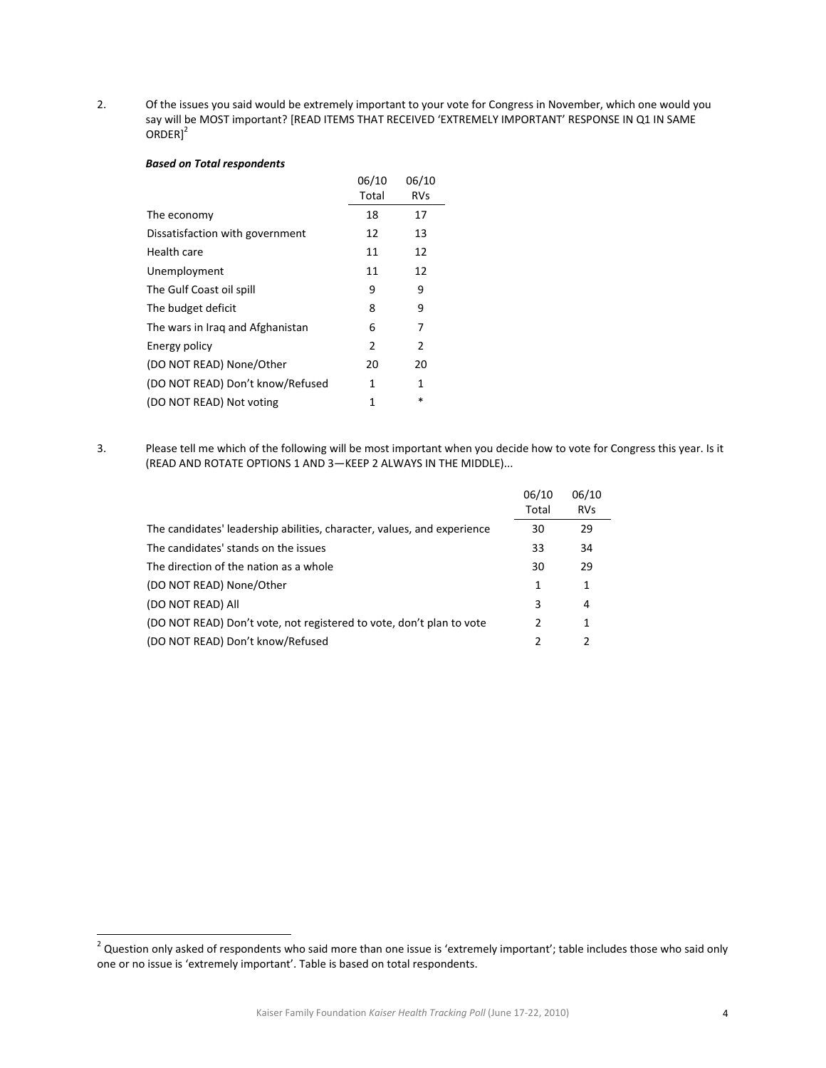2. Of the issues you said would be extremely important to your vote for Congress in November, which one would you say will be MOST important? [READ ITEMS THAT RECEIVED 'EXTREMELY IMPORTANT' RESPONSE IN Q1 IN SAME ORDER][2]

***Based on Total respondents***

| | 06/10 Total | 06/10 RVs |
|---|---|---|
| The economy | 18 | 17 |
| Dissatisfaction with government | 12 | 13 |
| Health care | 11 | 12 |
| Unemployment | 11 | 12 |
| The Gulf Coast oil spill | 9 | 9 |
| The budget deficit | 8 | 9 |
| The wars in Iraq and Afghanistan | 6 | 7 |
| Energy policy | 2 | 2 |
| (DO NOT READ) None/Other | 20 | 20 |
| (DO NOT READ) Don't know/Refused | 1 | 1 |
| (DO NOT READ) Not voting | 1 | * |

3. Please tell me which of the following will be most important when you decide how to vote for Congress this year. Is it (READ AND ROTATE OPTIONS 1 AND 3—KEEP 2 ALWAYS IN THE MIDDLE)...

| | 06/10 Total | 06/10 RVs |
|---|---|---|
| The candidates' leadership abilities, character, values, and experience | 30 | 29 |
| The candidates' stands on the issues | 33 | 34 |
| The direction of the nation as a whole | 30 | 29 |
| (DO NOT READ) None/Other | 1 | 1 |
| (DO NOT READ) All | 3 | 4 |
| (DO NOT READ) Don't vote, not registered to vote, don't plan to vote | 2 | 1 |
| (DO NOT READ) Don't know/Refused | 2 | 2 |

[2] Question only asked of respondents who said more than one issue is 'extremely important'; table includes those who said only one or no issue is 'extremely important'. Table is based on total respondents.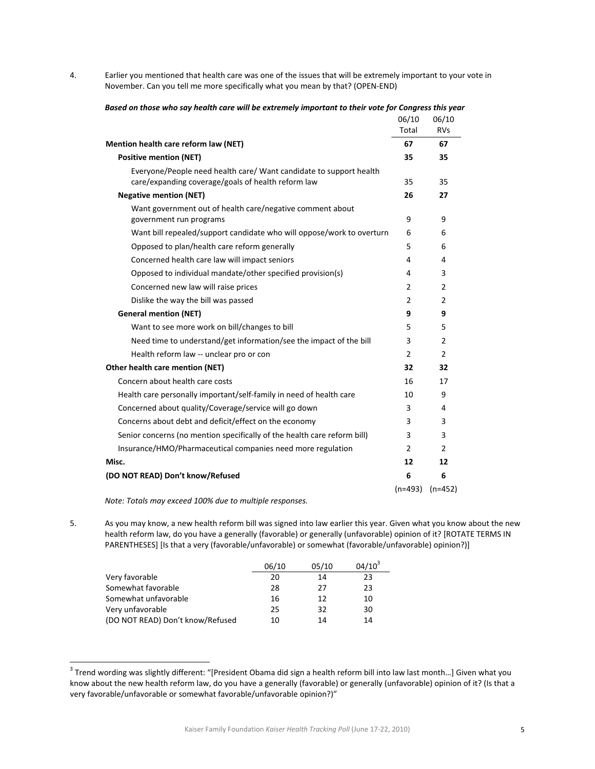4. Earlier you mentioned that health care was one of the issues that will be extremely important to your vote in November. Can you tell me more specifically what you mean by that? (OPEN-END)

***Based on those who say health care will be extremely important to their vote for Congress this year***

| | 06/10 Total | 06/10 RVs |
|---|---|---|
| **Mention health care reform law (NET)** | **67** | **67** |
| **Positive mention (NET)** | **35** | **35** |
| Everyone/People need health care/ Want candidate to support health care/expanding coverage/goals of health reform law | 35 | 35 |
| **Negative mention (NET)** | **26** | **27** |
| Want government out of health care/negative comment about government run programs | 9 | 9 |
| Want bill repealed/support candidate who will oppose/work to overturn | 6 | 6 |
| Opposed to plan/health care reform generally | 5 | 6 |
| Concerned health care law will impact seniors | 4 | 4 |
| Opposed to individual mandate/other specified provision(s) | 4 | 3 |
| Concerned new law will raise prices | 2 | 2 |
| Dislike the way the bill was passed | 2 | 2 |
| **General mention (NET)** | **9** | **9** |
| Want to see more work on bill/changes to bill | 5 | 5 |
| Need time to understand/get information/see the impact of the bill | 3 | 2 |
| Health reform law -- unclear pro or con | 2 | 2 |
| **Other health care mention (NET)** | **32** | **32** |
| Concern about health care costs | 16 | 17 |
| Health care personally important/self-family in need of health care | 10 | 9 |
| Concerned about quality/Coverage/service will go down | 3 | 4 |
| Concerns about debt and deficit/effect on the economy | 3 | 3 |
| Senior concerns (no mention specifically of the health care reform bill) | 3 | 3 |
| Insurance/HMO/Pharmaceutical companies need more regulation | 2 | 2 |
| **Misc.** | **12** | **12** |
| **(DO NOT READ) Don't know/Refused** | **6** | **6** |
| | (n=493) | (n=452) |

*Note: Totals may exceed 100% due to multiple responses.*

5. As you may know, a new health reform bill was signed into law earlier this year. Given what you know about the new health reform law, do you have a generally (favorable) or generally (unfavorable) opinion of it? [ROTATE TERMS IN PARENTHESES] [Is that a very (favorable/unfavorable) or somewhat (favorable/unfavorable) opinion?)]

| | 06/10 | 05/10 | 04/10[3] |
|---|---|---|---|
| Very favorable | 20 | 14 | 23 |
| Somewhat favorable | 28 | 27 | 23 |
| Somewhat unfavorable | 16 | 12 | 10 |
| Very unfavorable | 25 | 32 | 30 |
| (DO NOT READ) Don't know/Refused | 10 | 14 | 14 |

[3] Trend wording was slightly different: "[President Obama did sign a health reform bill into law last month…] Given what you know about the new health reform law, do you have a generally (favorable) or generally (unfavorable) opinion of it? (Is that a very favorable/unfavorable or somewhat favorable/unfavorable opinion?)"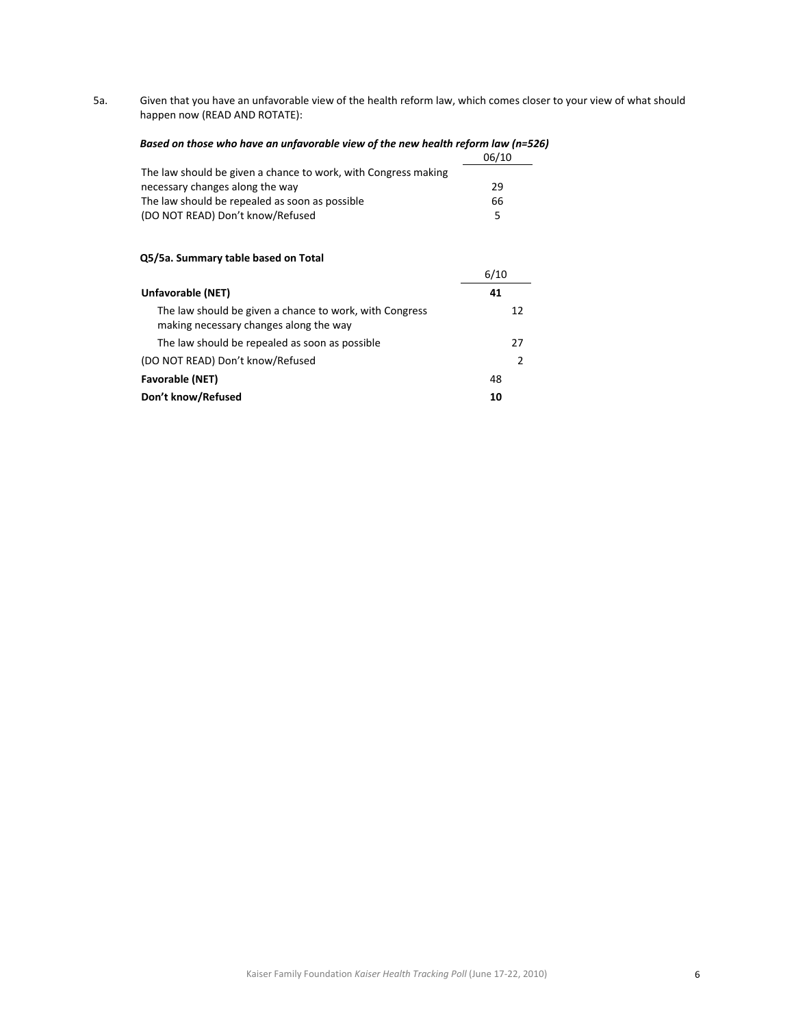5a. Given that you have an unfavorable view of the health reform law, which comes closer to your view of what should happen now (READ AND ROTATE):

***Based on those who have an unfavorable view of the new health reform law (n=526)***

| | 06/10 |
|---|---|
| The law should be given a chance to work, with Congress making necessary changes along the way | 29 |
| The law should be repealed as soon as possible | 66 |
| (DO NOT READ) Don't know/Refused | 5 |

**Q5/5a. Summary table based on Total**

| | 6/10 | |
|---|---|---|
| **Unfavorable (NET)** | **41** | |
| The law should be given a chance to work, with Congress making necessary changes along the way | | 12 |
| The law should be repealed as soon as possible | | 27 |
| (DO NOT READ) Don't know/Refused | | 2 |
| **Favorable (NET)** | 48 | |
| **Don't know/Refused** | **10** | |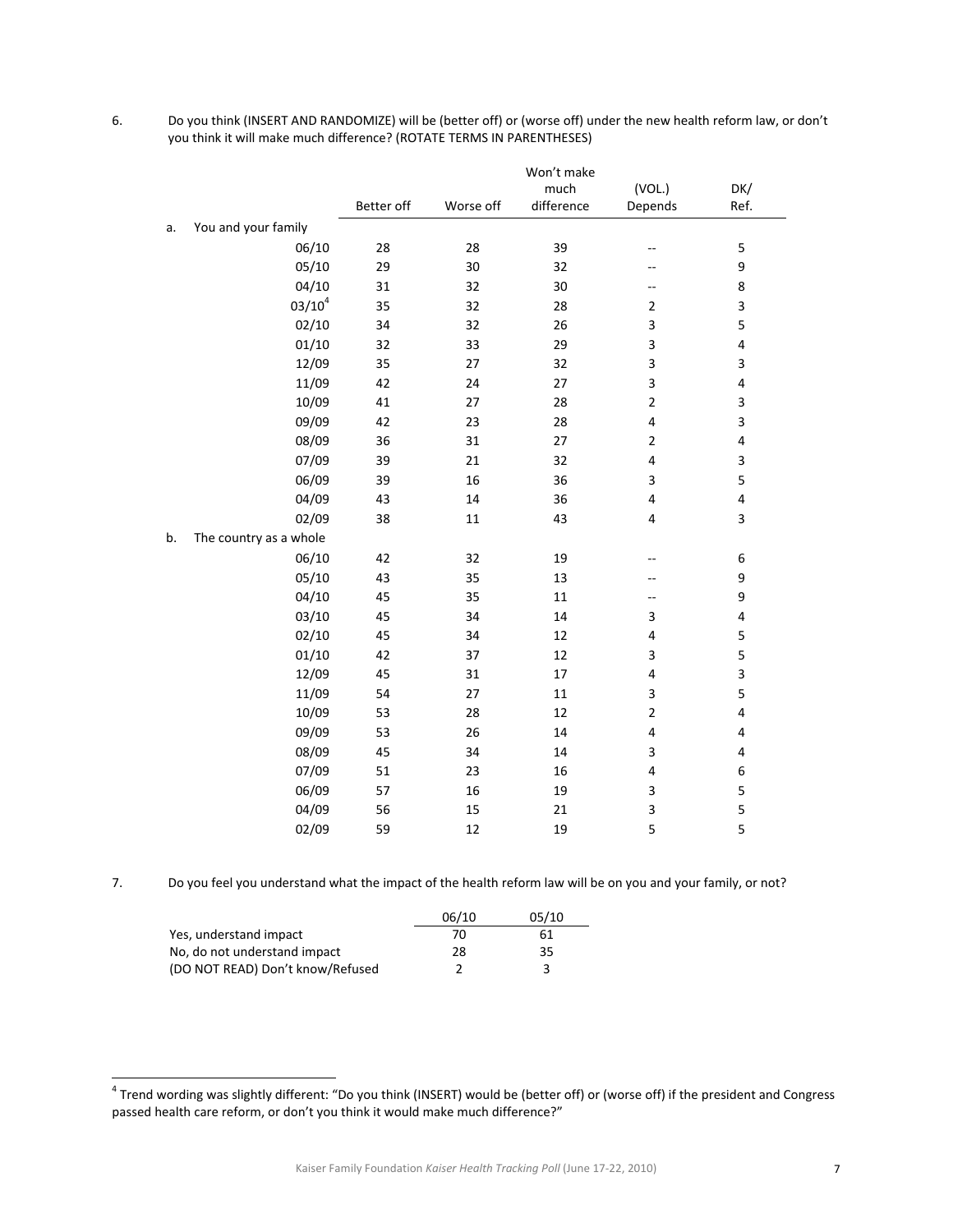6. Do you think (INSERT AND RANDOMIZE) will be (better off) or (worse off) under the new health reform law, or don't you think it will make much difference? (ROTATE TERMS IN PARENTHESES)

| | Better off | Worse off | Won't make much difference | (VOL.) Depends | DK/ Ref. |
|---|---|---|---|---|---|
| a. You and your family | | | | | |
| 06/10 | 28 | 28 | 39 | -- | 5 |
| 05/10 | 29 | 30 | 32 | -- | 9 |
| 04/10 | 31 | 32 | 30 | -- | 8 |
| 03/10[4] | 35 | 32 | 28 | 2 | 3 |
| 02/10 | 34 | 32 | 26 | 3 | 5 |
| 01/10 | 32 | 33 | 29 | 3 | 4 |
| 12/09 | 35 | 27 | 32 | 3 | 3 |
| 11/09 | 42 | 24 | 27 | 3 | 4 |
| 10/09 | 41 | 27 | 28 | 2 | 3 |
| 09/09 | 42 | 23 | 28 | 4 | 3 |
| 08/09 | 36 | 31 | 27 | 2 | 4 |
| 07/09 | 39 | 21 | 32 | 4 | 3 |
| 06/09 | 39 | 16 | 36 | 3 | 5 |
| 04/09 | 43 | 14 | 36 | 4 | 4 |
| 02/09 | 38 | 11 | 43 | 4 | 3 |
| b. The country as a whole | | | | | |
| 06/10 | 42 | 32 | 19 | -- | 6 |
| 05/10 | 43 | 35 | 13 | -- | 9 |
| 04/10 | 45 | 35 | 11 | -- | 9 |
| 03/10 | 45 | 34 | 14 | 3 | 4 |
| 02/10 | 45 | 34 | 12 | 4 | 5 |
| 01/10 | 42 | 37 | 12 | 3 | 5 |
| 12/09 | 45 | 31 | 17 | 4 | 3 |
| 11/09 | 54 | 27 | 11 | 3 | 5 |
| 10/09 | 53 | 28 | 12 | 2 | 4 |
| 09/09 | 53 | 26 | 14 | 4 | 4 |
| 08/09 | 45 | 34 | 14 | 3 | 4 |
| 07/09 | 51 | 23 | 16 | 4 | 6 |
| 06/09 | 57 | 16 | 19 | 3 | 5 |
| 04/09 | 56 | 15 | 21 | 3 | 5 |
| 02/09 | 59 | 12 | 19 | 5 | 5 |

7. Do you feel you understand what the impact of the health reform law will be on you and your family, or not?

| | 06/10 | 05/10 |
|---|---|---|
| Yes, understand impact | 70 | 61 |
| No, do not understand impact | 28 | 35 |
| (DO NOT READ) Don't know/Refused | 2 | 3 |

[4] Trend wording was slightly different: "Do you think (INSERT) would be (better off) or (worse off) if the president and Congress passed health care reform, or don't you think it would make much difference?"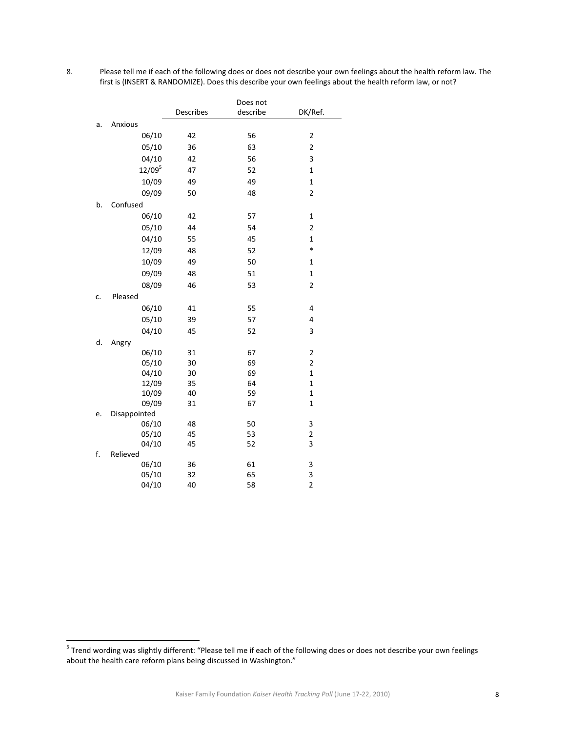8. Please tell me if each of the following does or does not describe your own feelings about the health reform law. The first is (INSERT & RANDOMIZE). Does this describe your own feelings about the health reform law, or not?

| | | Describes | Does not describe | DK/Ref. |
|---|---|---|---|---|
| a. | Anxious | | | |
| | 06/10 | 42 | 56 | 2 |
| | 05/10 | 36 | 63 | 2 |
| | 04/10 | 42 | 56 | 3 |
| | 12/09[5] | 47 | 52 | 1 |
| | 10/09 | 49 | 49 | 1 |
| | 09/09 | 50 | 48 | 2 |
| b. | Confused | | | |
| | 06/10 | 42 | 57 | 1 |
| | 05/10 | 44 | 54 | 2 |
| | 04/10 | 55 | 45 | 1 |
| | 12/09 | 48 | 52 | * |
| | 10/09 | 49 | 50 | 1 |
| | 09/09 | 48 | 51 | 1 |
| | 08/09 | 46 | 53 | 2 |
| c. | Pleased | | | |
| | 06/10 | 41 | 55 | 4 |
| | 05/10 | 39 | 57 | 4 |
| | 04/10 | 45 | 52 | 3 |
| d. | Angry | | | |
| | 06/10 | 31 | 67 | 2 |
| | 05/10 | 30 | 69 | 2 |
| | 04/10 | 30 | 69 | 1 |
| | 12/09 | 35 | 64 | 1 |
| | 10/09 | 40 | 59 | 1 |
| | 09/09 | 31 | 67 | 1 |
| e. | Disappointed | | | |
| | 06/10 | 48 | 50 | 3 |
| | 05/10 | 45 | 53 | 2 |
| | 04/10 | 45 | 52 | 3 |
| f. | Relieved | | | |
| | 06/10 | 36 | 61 | 3 |
| | 05/10 | 32 | 65 | 3 |
| | 04/10 | 40 | 58 | 2 |

[5] Trend wording was slightly different: "Please tell me if each of the following does or does not describe your own feelings about the health care reform plans being discussed in Washington."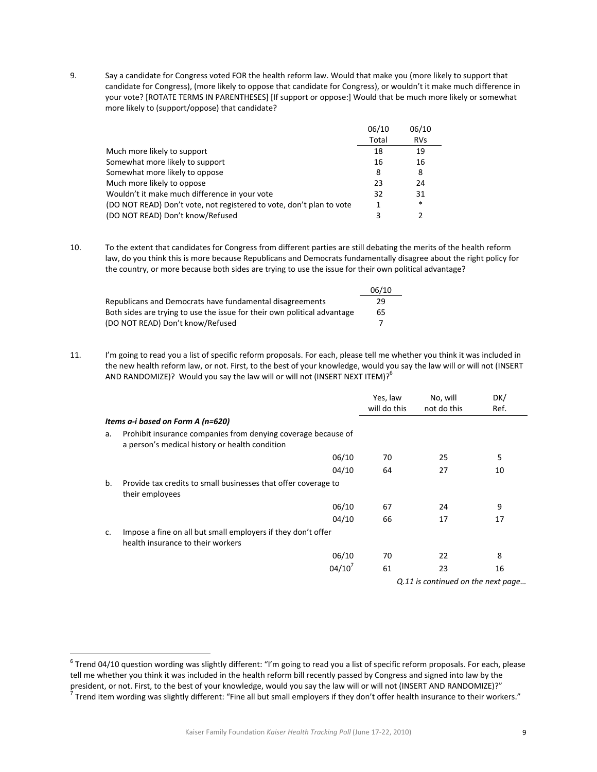9. Say a candidate for Congress voted FOR the health reform law. Would that make you (more likely to support that candidate for Congress), (more likely to oppose that candidate for Congress), or wouldn't it make much difference in your vote? [ROTATE TERMS IN PARENTHESES] [If support or oppose:] Would that be much more likely or somewhat more likely to (support/oppose) that candidate?

| | 06/10 Total | 06/10 RVs |
|---|---|---|
| Much more likely to support | 18 | 19 |
| Somewhat more likely to support | 16 | 16 |
| Somewhat more likely to oppose | 8 | 8 |
| Much more likely to oppose | 23 | 24 |
| Wouldn't it make much difference in your vote | 32 | 31 |
| (DO NOT READ) Don't vote, not registered to vote, don't plan to vote | 1 | * |
| (DO NOT READ) Don't know/Refused | 3 | 2 |

10. To the extent that candidates for Congress from different parties are still debating the merits of the health reform law, do you think this is more because Republicans and Democrats fundamentally disagree about the right policy for the country, or more because both sides are trying to use the issue for their own political advantage?

| | 06/10 |
|---|---|
| Republicans and Democrats have fundamental disagreements | 29 |
| Both sides are trying to use the issue for their own political advantage | 65 |
| (DO NOT READ) Don't know/Refused | 7 |

11. I'm going to read you a list of specific reform proposals. For each, please tell me whether you think it was included in the new health reform law, or not. First, to the best of your knowledge, would you say the law will or will not (INSERT AND RANDOMIZE)? Would you say the law will or will not (INSERT NEXT ITEM)?[6]

| | | Yes, law will do this | No, will not do this | DK/ Ref. |
|---|---|---|---|---|
| ***Items a-i based on Form A (n=620)*** | | | | |
| a. Prohibit insurance companies from denying coverage because of a person's medical history or health condition | | | | |
| | 06/10 | 70 | 25 | 5 |
| | 04/10 | 64 | 27 | 10 |
| b. Provide tax credits to small businesses that offer coverage to their employees | | | | |
| | 06/10 | 67 | 24 | 9 |
| | 04/10 | 66 | 17 | 17 |
| c. Impose a fine on all but small employers if they don't offer health insurance to their workers | | | | |
| | 06/10 | 70 | 22 | 8 |
| | 04/10[7] | 61 | 23 | 16 |

*Q.11 is continued on the next page…*

[6] Trend 04/10 question wording was slightly different: "I'm going to read you a list of specific reform proposals. For each, please tell me whether you think it was included in the health reform bill recently passed by Congress and signed into law by the president, or not. First, to the best of your knowledge, would you say the law will or will not (INSERT AND RANDOMIZE)?"

[7] Trend item wording was slightly different: "Fine all but small employers if they don't offer health insurance to their workers."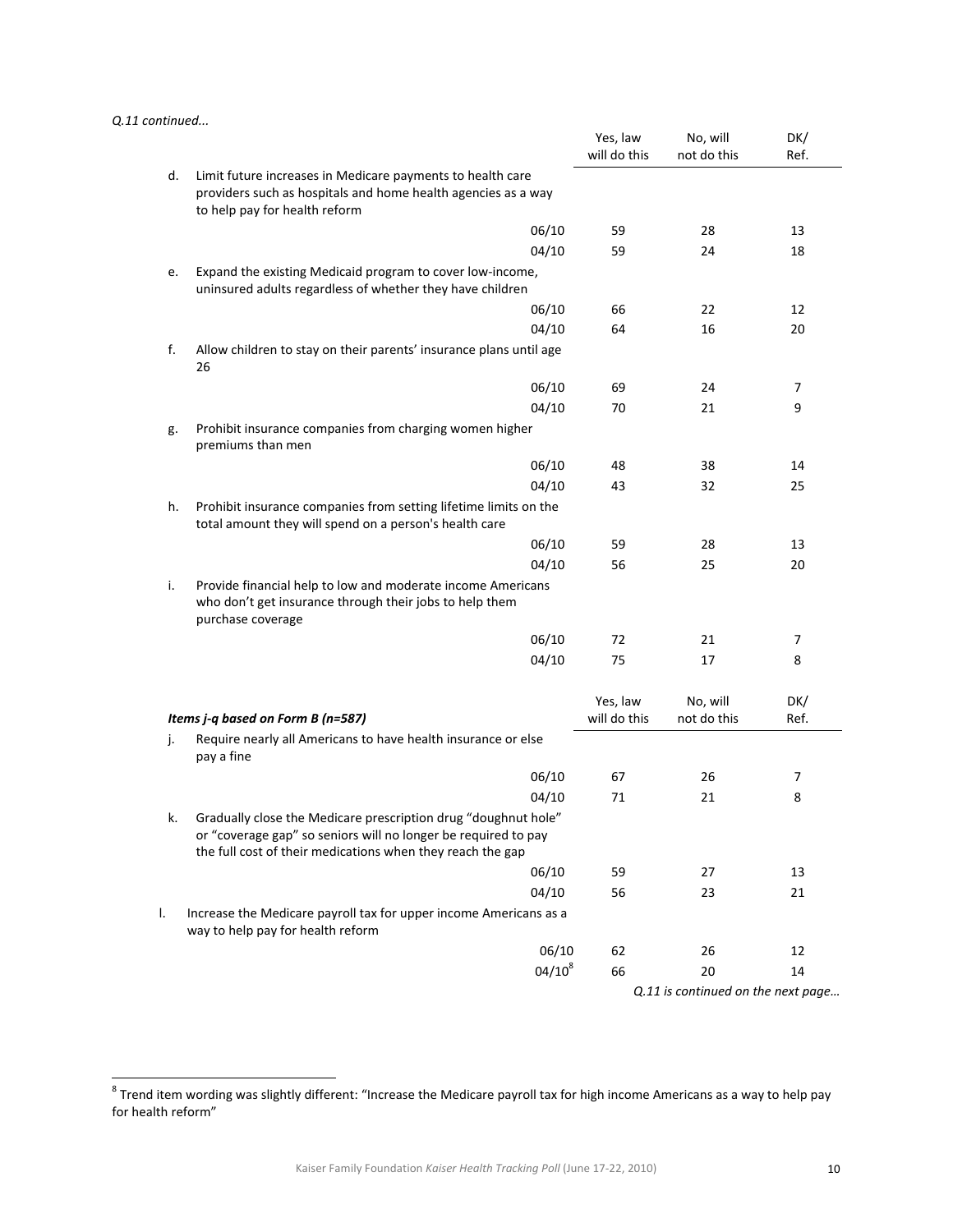*Q.11 continued...*

| | Yes, law will do this | No, will not do this | DK/ Ref. |
|---|---|---|---|
| d. Limit future increases in Medicare payments to health care providers such as hospitals and home health agencies as a way to help pay for health reform | | | |
| 06/10 | 59 | 28 | 13 |
| 04/10 | 59 | 24 | 18 |
| e. Expand the existing Medicaid program to cover low-income, uninsured adults regardless of whether they have children | | | |
| 06/10 | 66 | 22 | 12 |
| 04/10 | 64 | 16 | 20 |
| f. Allow children to stay on their parents' insurance plans until age 26 | | | |
| 06/10 | 69 | 24 | 7 |
| 04/10 | 70 | 21 | 9 |
| g. Prohibit insurance companies from charging women higher premiums than men | | | |
| 06/10 | 48 | 38 | 14 |
| 04/10 | 43 | 32 | 25 |
| h. Prohibit insurance companies from setting lifetime limits on the total amount they will spend on a person's health care | | | |
| 06/10 | 59 | 28 | 13 |
| 04/10 | 56 | 25 | 20 |
| i. Provide financial help to low and moderate income Americans who don't get insurance through their jobs to help them purchase coverage | | | |
| 06/10 | 72 | 21 | 7 |
| 04/10 | 75 | 17 | 8 |

| ***Items j-q based on Form B (n=587)*** | Yes, law will do this | No, will not do this | DK/ Ref. |
|---|---|---|---|
| j. Require nearly all Americans to have health insurance or else pay a fine | | | |
| 06/10 | 67 | 26 | 7 |
| 04/10 | 71 | 21 | 8 |
| k. Gradually close the Medicare prescription drug "doughnut hole" or "coverage gap" so seniors will no longer be required to pay the full cost of their medications when they reach the gap | | | |
| 06/10 | 59 | 27 | 13 |
| 04/10 | 56 | 23 | 21 |
| l. Increase the Medicare payroll tax for upper income Americans as a way to help pay for health reform | | | |
| 06/10 | 62 | 26 | 12 |
| 04/10[8] | 66 | 20 | 14 |

*Q.11 is continued on the next page…*

[8] Trend item wording was slightly different: "Increase the Medicare payroll tax for high income Americans as a way to help pay for health reform"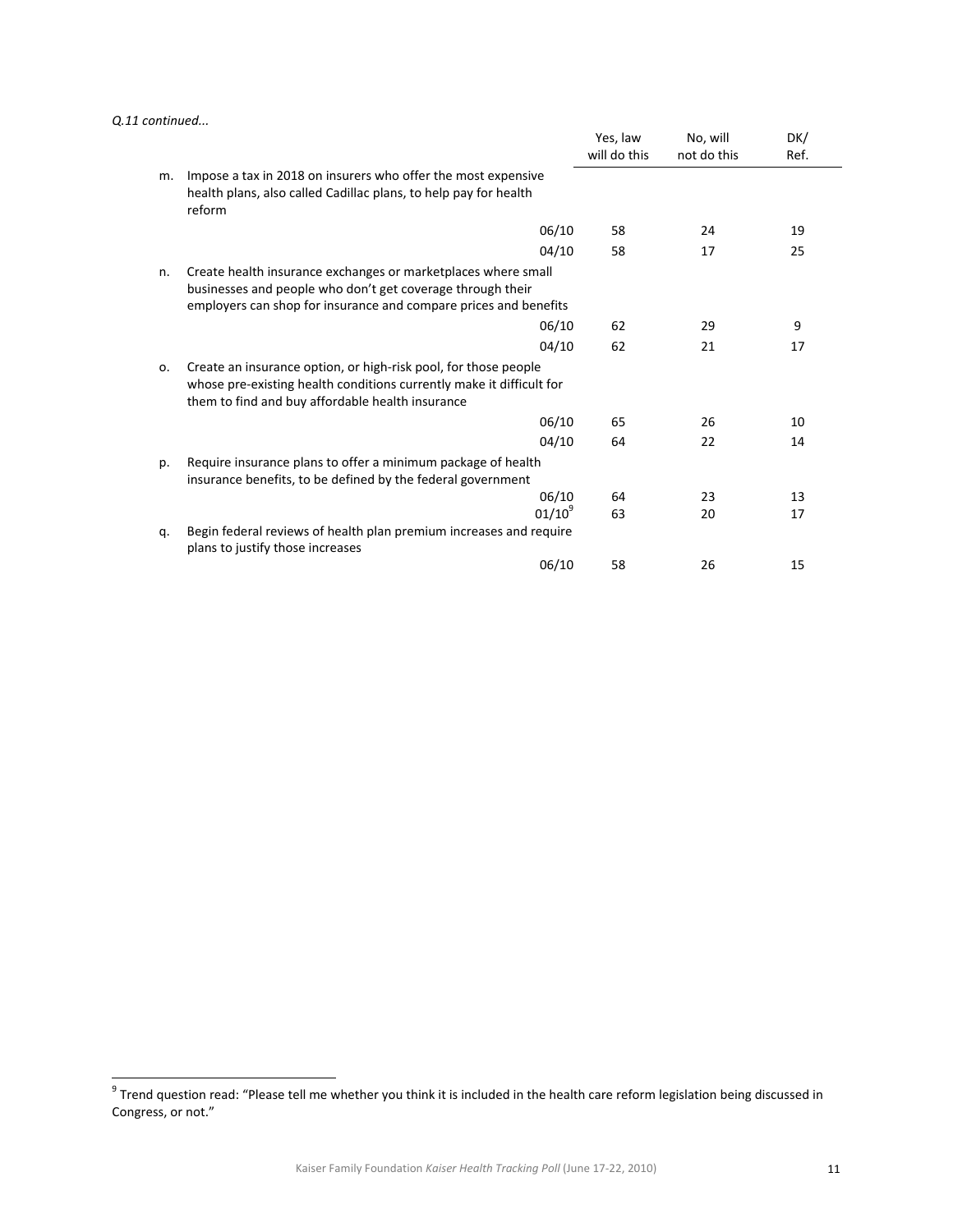*Q.11 continued...*

| | | Yes, law will do this | No, will not do this | DK/ Ref. |
|---|---|---|---|---|
| m. | Impose a tax in 2018 on insurers who offer the most expensive health plans, also called Cadillac plans, to help pay for health reform | | | |
| | 06/10 | 58 | 24 | 19 |
| | 04/10 | 58 | 17 | 25 |
| n. | Create health insurance exchanges or marketplaces where small businesses and people who don't get coverage through their employers can shop for insurance and compare prices and benefits | | | |
| | 06/10 | 62 | 29 | 9 |
| | 04/10 | 62 | 21 | 17 |
| o. | Create an insurance option, or high-risk pool, for those people whose pre-existing health conditions currently make it difficult for them to find and buy affordable health insurance | | | |
| | 06/10 | 65 | 26 | 10 |
| | 04/10 | 64 | 22 | 14 |
| p. | Require insurance plans to offer a minimum package of health insurance benefits, to be defined by the federal government | | | |
| | 06/10 | 64 | 23 | 13 |
| | 01/10[9] | 63 | 20 | 17 |
| q. | Begin federal reviews of health plan premium increases and require plans to justify those increases | | | |
| | 06/10 | 58 | 26 | 15 |

[9] Trend question read: "Please tell me whether you think it is included in the health care reform legislation being discussed in Congress, or not."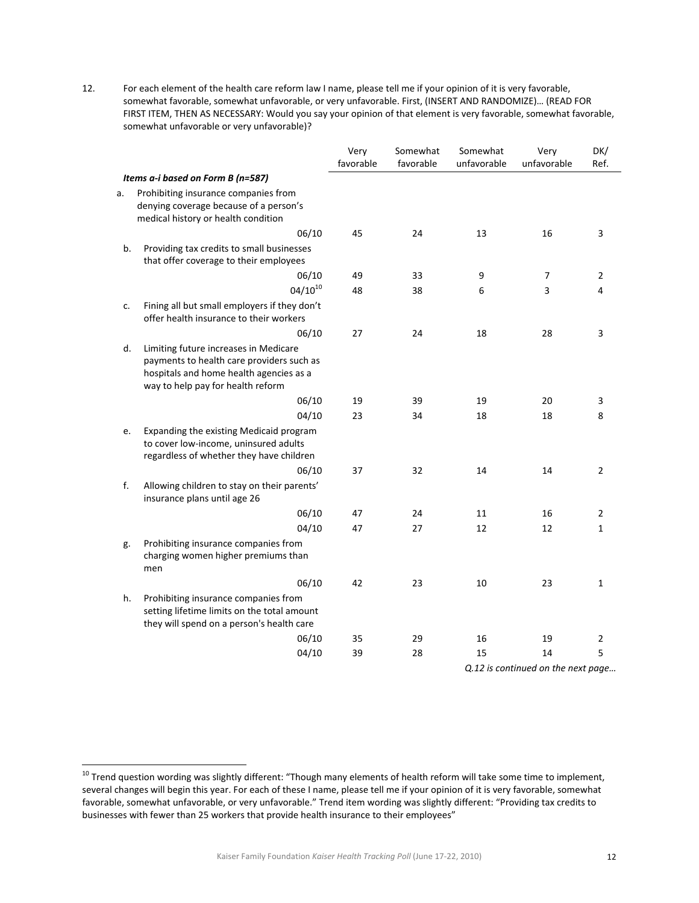12. For each element of the health care reform law I name, please tell me if your opinion of it is very favorable, somewhat favorable, somewhat unfavorable, or very unfavorable. First, (INSERT AND RANDOMIZE)… (READ FOR FIRST ITEM, THEN AS NECESSARY: Would you say your opinion of that element is very favorable, somewhat favorable, somewhat unfavorable or very unfavorable)?

| | Very favorable | Somewhat favorable | Somewhat unfavorable | Very unfavorable | DK/ Ref. |
|---|---|---|---|---|---|
| ***Items a-i based on Form B (n=587)*** | | | | | |
| a. Prohibiting insurance companies from denying coverage because of a person's medical history or health condition | | | | | |
| 06/10 | 45 | 24 | 13 | 16 | 3 |
| b. Providing tax credits to small businesses that offer coverage to their employees | | | | | |
| 06/10 | 49 | 33 | 9 | 7 | 2 |
| 04/10[10] | 48 | 38 | 6 | 3 | 4 |
| c. Fining all but small employers if they don't offer health insurance to their workers | | | | | |
| 06/10 | 27 | 24 | 18 | 28 | 3 |
| d. Limiting future increases in Medicare payments to health care providers such as hospitals and home health agencies as a way to help pay for health reform | | | | | |
| 06/10 | 19 | 39 | 19 | 20 | 3 |
| 04/10 | 23 | 34 | 18 | 18 | 8 |
| e. Expanding the existing Medicaid program to cover low-income, uninsured adults regardless of whether they have children | | | | | |
| 06/10 | 37 | 32 | 14 | 14 | 2 |
| f. Allowing children to stay on their parents' insurance plans until age 26 | | | | | |
| 06/10 | 47 | 24 | 11 | 16 | 2 |
| 04/10 | 47 | 27 | 12 | 12 | 1 |
| g. Prohibiting insurance companies from charging women higher premiums than men | | | | | |
| 06/10 | 42 | 23 | 10 | 23 | 1 |
| h. Prohibiting insurance companies from setting lifetime limits on the total amount they will spend on a person's health care | | | | | |
| 06/10 | 35 | 29 | 16 | 19 | 2 |
| 04/10 | 39 | 28 | 15 | 14 | 5 |

*Q.12 is continued on the next page…*

[10] Trend question wording was slightly different: "Though many elements of health reform will take some time to implement, several changes will begin this year. For each of these I name, please tell me if your opinion of it is very favorable, somewhat favorable, somewhat unfavorable, or very unfavorable." Trend item wording was slightly different: "Providing tax credits to businesses with fewer than 25 workers that provide health insurance to their employees"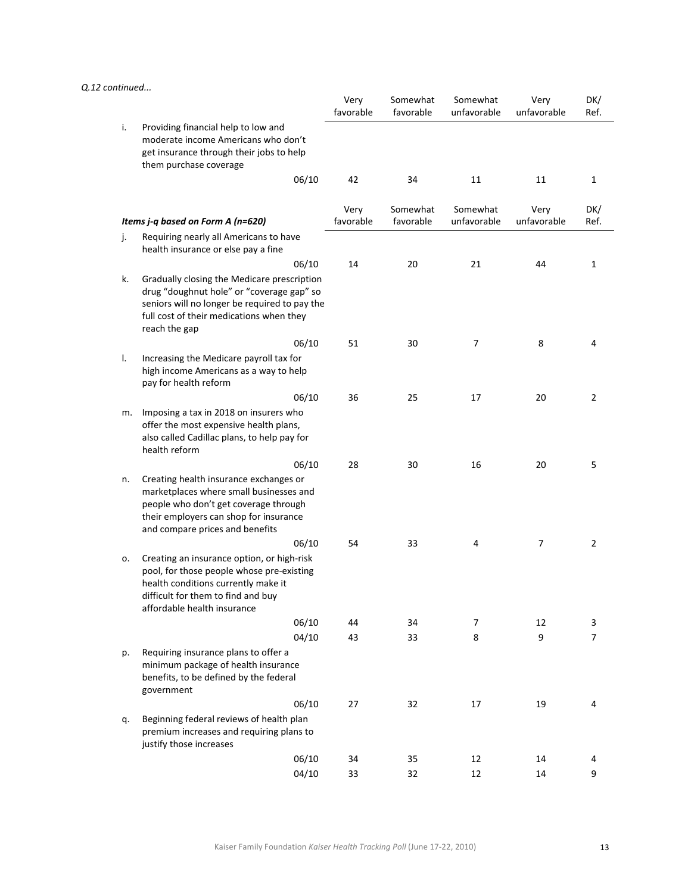*Q.12 continued...*

| | | Very favorable | Somewhat favorable | Somewhat unfavorable | Very unfavorable | DK/ Ref. |
|---|---|---|---|---|---|---|
| i. | Providing financial help to low and moderate income Americans who don't get insurance through their jobs to help them purchase coverage | | | | | |
| | 06/10 | 42 | 34 | 11 | 11 | 1 |

| | *Items j-q based on Form A (n=620)* | Very favorable | Somewhat favorable | Somewhat unfavorable | Very unfavorable | DK/ Ref. |
|---|---|---|---|---|---|---|
| j. | Requiring nearly all Americans to have health insurance or else pay a fine | | | | | |
| | 06/10 | 14 | 20 | 21 | 44 | 1 |
| k. | Gradually closing the Medicare prescription drug "doughnut hole" or "coverage gap" so seniors will no longer be required to pay the full cost of their medications when they reach the gap | | | | | |
| | 06/10 | 51 | 30 | 7 | 8 | 4 |
| l. | Increasing the Medicare payroll tax for high income Americans as a way to help pay for health reform | | | | | |
| | 06/10 | 36 | 25 | 17 | 20 | 2 |
| m. | Imposing a tax in 2018 on insurers who offer the most expensive health plans, also called Cadillac plans, to help pay for health reform | | | | | |
| | 06/10 | 28 | 30 | 16 | 20 | 5 |
| n. | Creating health insurance exchanges or marketplaces where small businesses and people who don't get coverage through their employers can shop for insurance and compare prices and benefits | | | | | |
| | 06/10 | 54 | 33 | 4 | 7 | 2 |
| o. | Creating an insurance option, or high-risk pool, for those people whose pre-existing health conditions currently make it difficult for them to find and buy affordable health insurance | | | | | |
| | 06/10 | 44 | 34 | 7 | 12 | 3 |
| | 04/10 | 43 | 33 | 8 | 9 | 7 |
| p. | Requiring insurance plans to offer a minimum package of health insurance benefits, to be defined by the federal government | | | | | |
| | 06/10 | 27 | 32 | 17 | 19 | 4 |
| q. | Beginning federal reviews of health plan premium increases and requiring plans to justify those increases | | | | | |
| | 06/10 | 34 | 35 | 12 | 14 | 4 |
| | 04/10 | 33 | 32 | 12 | 14 | 9 |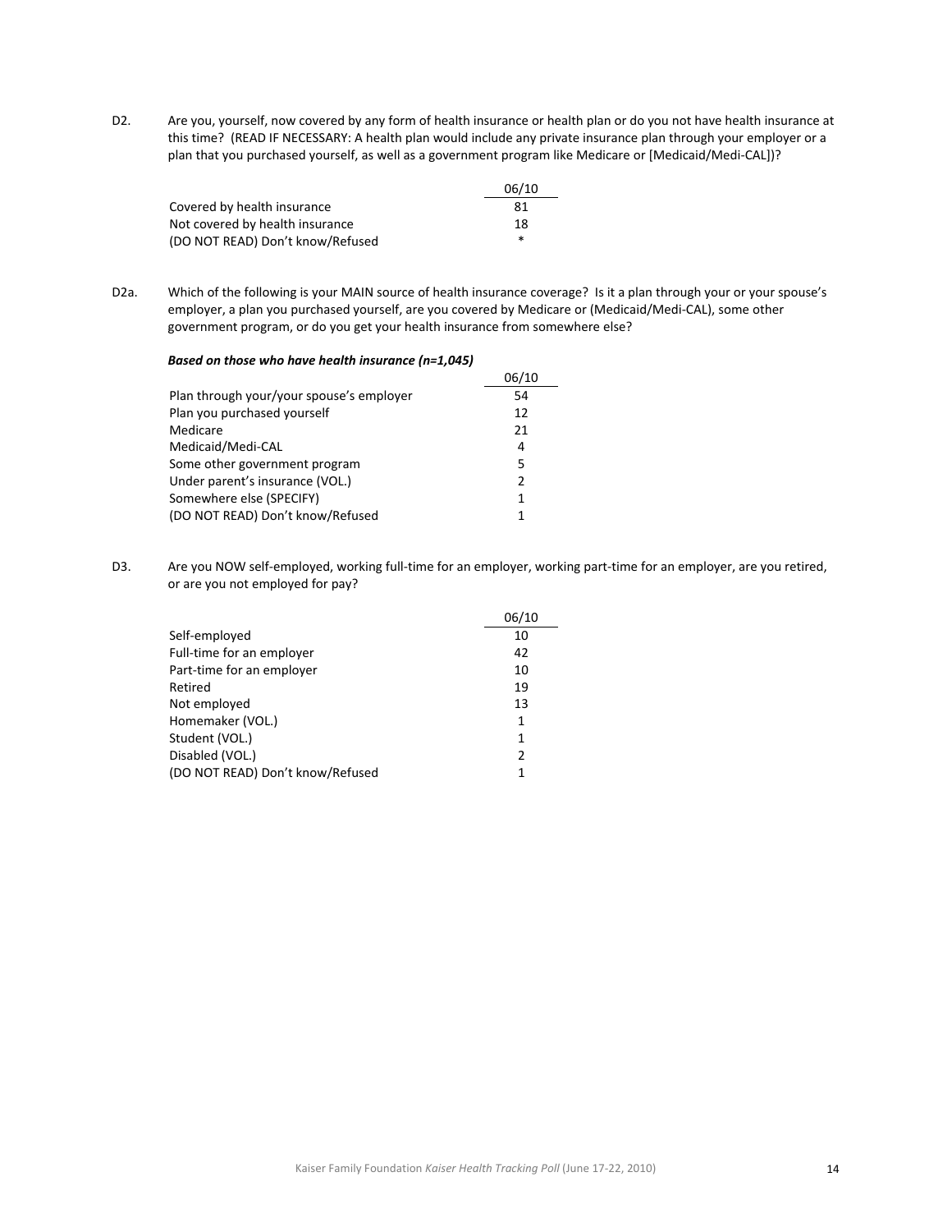D2. Are you, yourself, now covered by any form of health insurance or health plan or do you not have health insurance at this time? (READ IF NECESSARY: A health plan would include any private insurance plan through your employer or a plan that you purchased yourself, as well as a government program like Medicare or [Medicaid/Medi-CAL])?

| | 06/10 |
|---|---|
| Covered by health insurance | 81 |
| Not covered by health insurance | 18 |
| (DO NOT READ) Don't know/Refused | * |

D2a. Which of the following is your MAIN source of health insurance coverage? Is it a plan through your or your spouse's employer, a plan you purchased yourself, are you covered by Medicare or (Medicaid/Medi-CAL), some other government program, or do you get your health insurance from somewhere else?

***Based on those who have health insurance (n=1,045)***

| | 06/10 |
|---|---|
| Plan through your/your spouse's employer | 54 |
| Plan you purchased yourself | 12 |
| Medicare | 21 |
| Medicaid/Medi-CAL | 4 |
| Some other government program | 5 |
| Under parent's insurance (VOL.) | 2 |
| Somewhere else (SPECIFY) | 1 |
| (DO NOT READ) Don't know/Refused | 1 |

D3. Are you NOW self-employed, working full-time for an employer, working part-time for an employer, are you retired, or are you not employed for pay?

| | 06/10 |
|---|---|
| Self-employed | 10 |
| Full-time for an employer | 42 |
| Part-time for an employer | 10 |
| Retired | 19 |
| Not employed | 13 |
| Homemaker (VOL.) | 1 |
| Student (VOL.) | 1 |
| Disabled (VOL.) | 2 |
| (DO NOT READ) Don't know/Refused | 1 |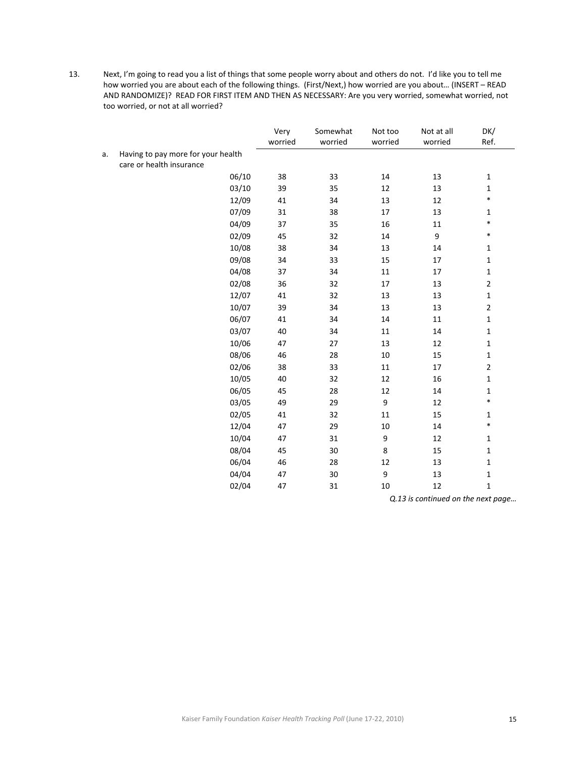13. Next, I'm going to read you a list of things that some people worry about and others do not. I'd like you to tell me how worried you are about each of the following things. (First/Next,) how worried are you about… (INSERT – READ AND RANDOMIZE)? READ FOR FIRST ITEM AND THEN AS NECESSARY: Are you very worried, somewhat worried, not too worried, or not at all worried?

| | | Very worried | Somewhat worried | Not too worried | Not at all worried | DK/ Ref. |
|---|---|---|---|---|---|---|
| a. Having to pay more for your health care or health insurance | | | | | | |
| | 06/10 | 38 | 33 | 14 | 13 | 1 |
| | 03/10 | 39 | 35 | 12 | 13 | 1 |
| | 12/09 | 41 | 34 | 13 | 12 | * |
| | 07/09 | 31 | 38 | 17 | 13 | 1 |
| | 04/09 | 37 | 35 | 16 | 11 | * |
| | 02/09 | 45 | 32 | 14 | 9 | * |
| | 10/08 | 38 | 34 | 13 | 14 | 1 |
| | 09/08 | 34 | 33 | 15 | 17 | 1 |
| | 04/08 | 37 | 34 | 11 | 17 | 1 |
| | 02/08 | 36 | 32 | 17 | 13 | 2 |
| | 12/07 | 41 | 32 | 13 | 13 | 1 |
| | 10/07 | 39 | 34 | 13 | 13 | 2 |
| | 06/07 | 41 | 34 | 14 | 11 | 1 |
| | 03/07 | 40 | 34 | 11 | 14 | 1 |
| | 10/06 | 47 | 27 | 13 | 12 | 1 |
| | 08/06 | 46 | 28 | 10 | 15 | 1 |
| | 02/06 | 38 | 33 | 11 | 17 | 2 |
| | 10/05 | 40 | 32 | 12 | 16 | 1 |
| | 06/05 | 45 | 28 | 12 | 14 | 1 |
| | 03/05 | 49 | 29 | 9 | 12 | * |
| | 02/05 | 41 | 32 | 11 | 15 | 1 |
| | 12/04 | 47 | 29 | 10 | 14 | * |
| | 10/04 | 47 | 31 | 9 | 12 | 1 |
| | 08/04 | 45 | 30 | 8 | 15 | 1 |
| | 06/04 | 46 | 28 | 12 | 13 | 1 |
| | 04/04 | 47 | 30 | 9 | 13 | 1 |
| | 02/04 | 47 | 31 | 10 | 12 | 1 |

*Q.13 is continued on the next page…*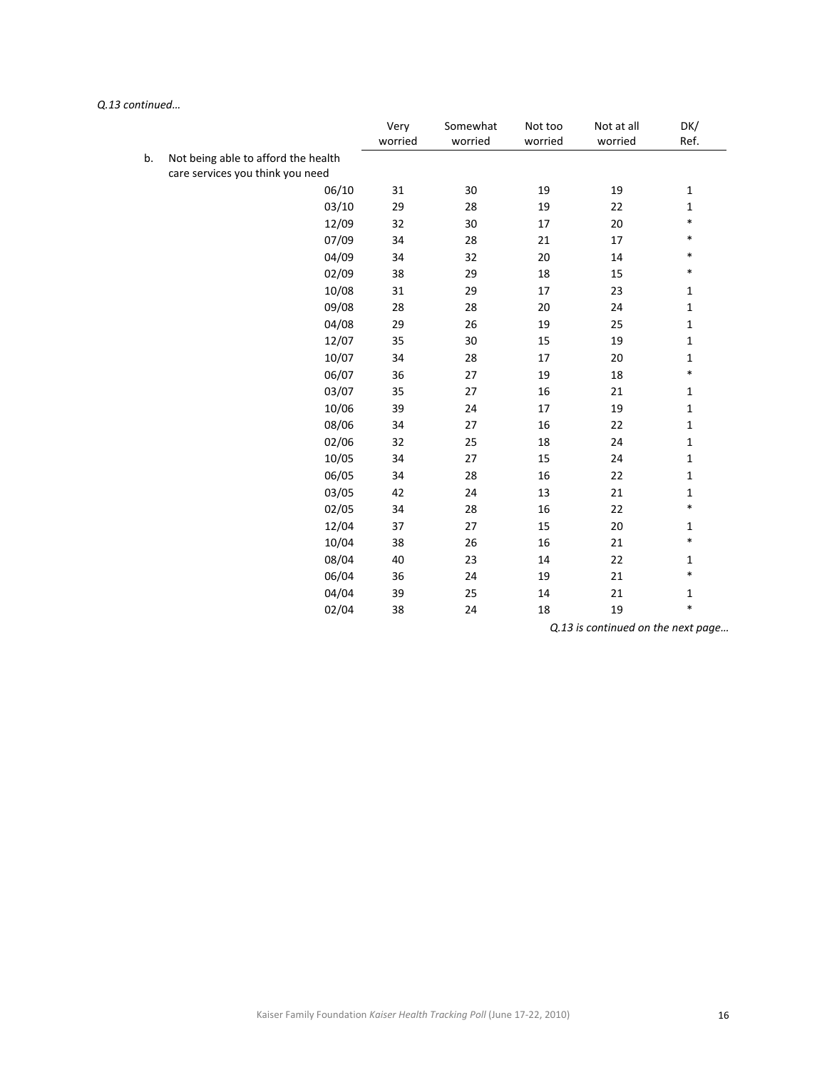*Q.13 continued…*

| | Very worried | Somewhat worried | Not too worried | Not at all worried | DK/ Ref. |
|---|---|---|---|---|---|
| b. Not being able to afford the health care services you think you need | | | | | |
| 06/10 | 31 | 30 | 19 | 19 | 1 |
| 03/10 | 29 | 28 | 19 | 22 | 1 |
| 12/09 | 32 | 30 | 17 | 20 | * |
| 07/09 | 34 | 28 | 21 | 17 | * |
| 04/09 | 34 | 32 | 20 | 14 | * |
| 02/09 | 38 | 29 | 18 | 15 | * |
| 10/08 | 31 | 29 | 17 | 23 | 1 |
| 09/08 | 28 | 28 | 20 | 24 | 1 |
| 04/08 | 29 | 26 | 19 | 25 | 1 |
| 12/07 | 35 | 30 | 15 | 19 | 1 |
| 10/07 | 34 | 28 | 17 | 20 | 1 |
| 06/07 | 36 | 27 | 19 | 18 | * |
| 03/07 | 35 | 27 | 16 | 21 | 1 |
| 10/06 | 39 | 24 | 17 | 19 | 1 |
| 08/06 | 34 | 27 | 16 | 22 | 1 |
| 02/06 | 32 | 25 | 18 | 24 | 1 |
| 10/05 | 34 | 27 | 15 | 24 | 1 |
| 06/05 | 34 | 28 | 16 | 22 | 1 |
| 03/05 | 42 | 24 | 13 | 21 | 1 |
| 02/05 | 34 | 28 | 16 | 22 | * |
| 12/04 | 37 | 27 | 15 | 20 | 1 |
| 10/04 | 38 | 26 | 16 | 21 | * |
| 08/04 | 40 | 23 | 14 | 22 | 1 |
| 06/04 | 36 | 24 | 19 | 21 | * |
| 04/04 | 39 | 25 | 14 | 21 | 1 |
| 02/04 | 38 | 24 | 18 | 19 | * |

*Q.13 is continued on the next page…*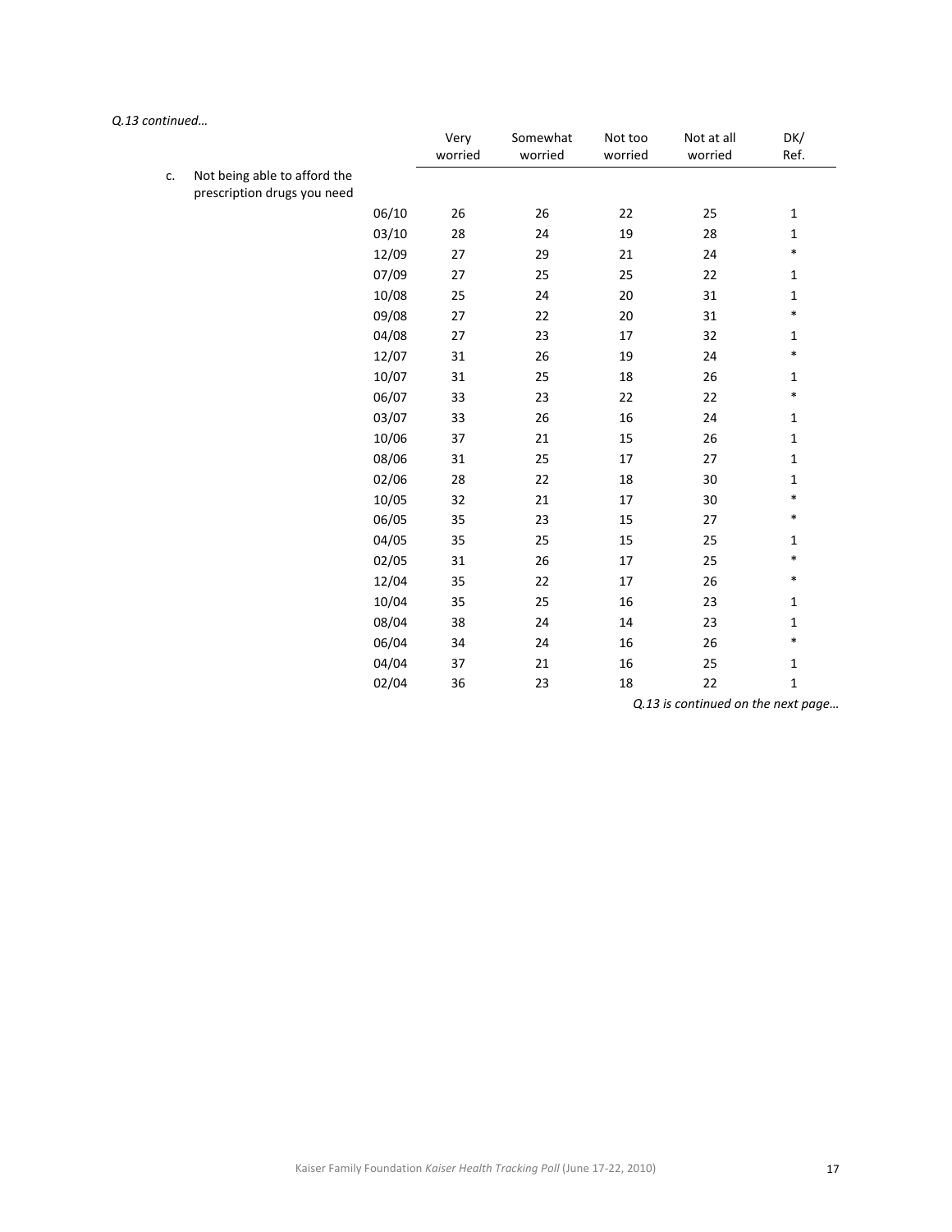*Q.13 continued…*

| | | Very worried | Somewhat worried | Not too worried | Not at all worried | DK/ Ref. |
|---|---|---|---|---|---|---|
| c. Not being able to afford the prescription drugs you need | | | | | | |
| | 06/10 | 26 | 26 | 22 | 25 | 1 |
| | 03/10 | 28 | 24 | 19 | 28 | 1 |
| | 12/09 | 27 | 29 | 21 | 24 | * |
| | 07/09 | 27 | 25 | 25 | 22 | 1 |
| | 10/08 | 25 | 24 | 20 | 31 | 1 |
| | 09/08 | 27 | 22 | 20 | 31 | * |
| | 04/08 | 27 | 23 | 17 | 32 | 1 |
| | 12/07 | 31 | 26 | 19 | 24 | * |
| | 10/07 | 31 | 25 | 18 | 26 | 1 |
| | 06/07 | 33 | 23 | 22 | 22 | * |
| | 03/07 | 33 | 26 | 16 | 24 | 1 |
| | 10/06 | 37 | 21 | 15 | 26 | 1 |
| | 08/06 | 31 | 25 | 17 | 27 | 1 |
| | 02/06 | 28 | 22 | 18 | 30 | 1 |
| | 10/05 | 32 | 21 | 17 | 30 | * |
| | 06/05 | 35 | 23 | 15 | 27 | * |
| | 04/05 | 35 | 25 | 15 | 25 | 1 |
| | 02/05 | 31 | 26 | 17 | 25 | * |
| | 12/04 | 35 | 22 | 17 | 26 | * |
| | 10/04 | 35 | 25 | 16 | 23 | 1 |
| | 08/04 | 38 | 24 | 14 | 23 | 1 |
| | 06/04 | 34 | 24 | 16 | 26 | * |
| | 04/04 | 37 | 21 | 16 | 25 | 1 |
| | 02/04 | 36 | 23 | 18 | 22 | 1 |

*Q.13 is continued on the next page…*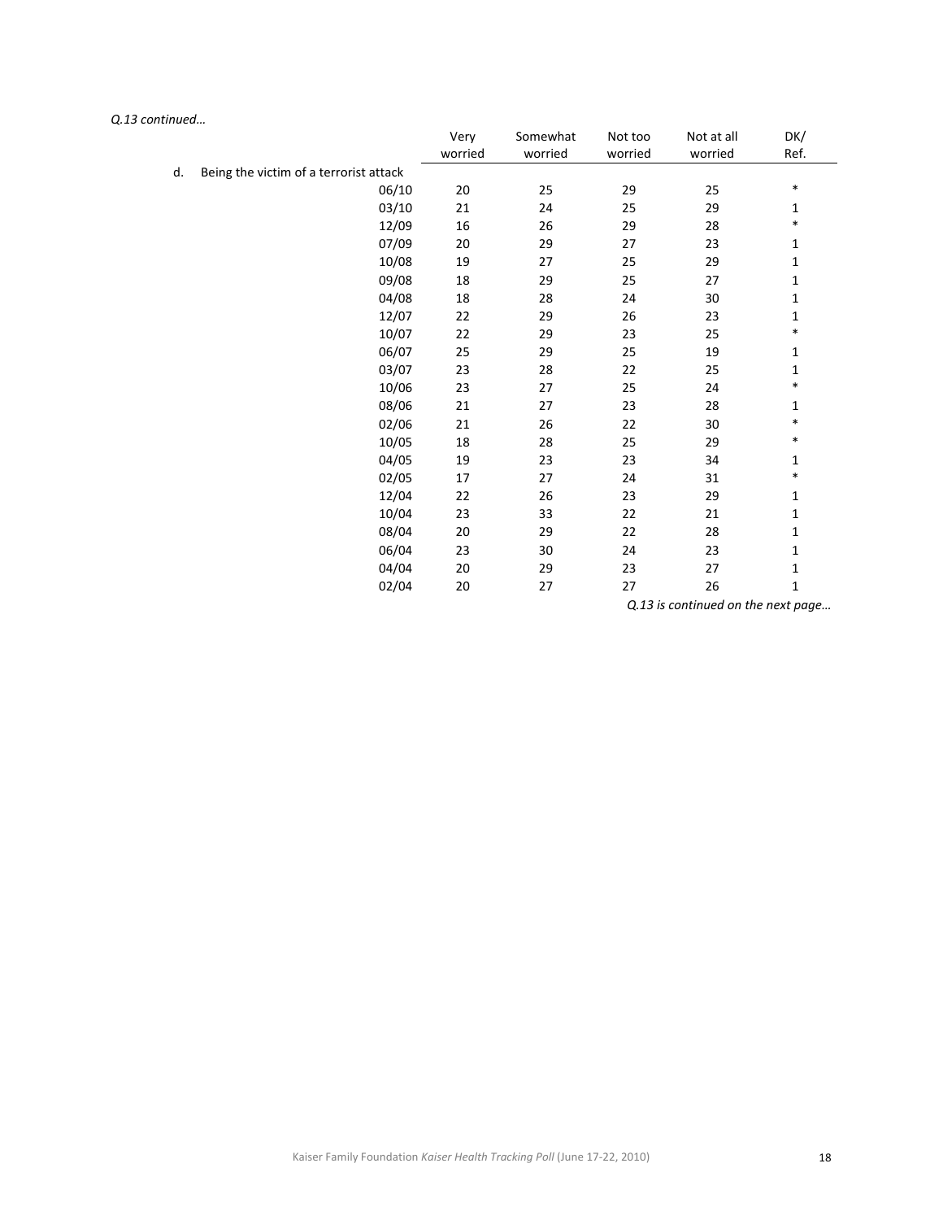*Q.13 continued…*

| | Very worried | Somewhat worried | Not too worried | Not at all worried | DK/ Ref. |
|---|---|---|---|---|---|
| d. Being the victim of a terrorist attack | | | | | |
| 06/10 | 20 | 25 | 29 | 25 | * |
| 03/10 | 21 | 24 | 25 | 29 | 1 |
| 12/09 | 16 | 26 | 29 | 28 | * |
| 07/09 | 20 | 29 | 27 | 23 | 1 |
| 10/08 | 19 | 27 | 25 | 29 | 1 |
| 09/08 | 18 | 29 | 25 | 27 | 1 |
| 04/08 | 18 | 28 | 24 | 30 | 1 |
| 12/07 | 22 | 29 | 26 | 23 | 1 |
| 10/07 | 22 | 29 | 23 | 25 | * |
| 06/07 | 25 | 29 | 25 | 19 | 1 |
| 03/07 | 23 | 28 | 22 | 25 | 1 |
| 10/06 | 23 | 27 | 25 | 24 | * |
| 08/06 | 21 | 27 | 23 | 28 | 1 |
| 02/06 | 21 | 26 | 22 | 30 | * |
| 10/05 | 18 | 28 | 25 | 29 | * |
| 04/05 | 19 | 23 | 23 | 34 | 1 |
| 02/05 | 17 | 27 | 24 | 31 | * |
| 12/04 | 22 | 26 | 23 | 29 | 1 |
| 10/04 | 23 | 33 | 22 | 21 | 1 |
| 08/04 | 20 | 29 | 22 | 28 | 1 |
| 06/04 | 23 | 30 | 24 | 23 | 1 |
| 04/04 | 20 | 29 | 23 | 27 | 1 |
| 02/04 | 20 | 27 | 27 | 26 | 1 |

*Q.13 is continued on the next page…*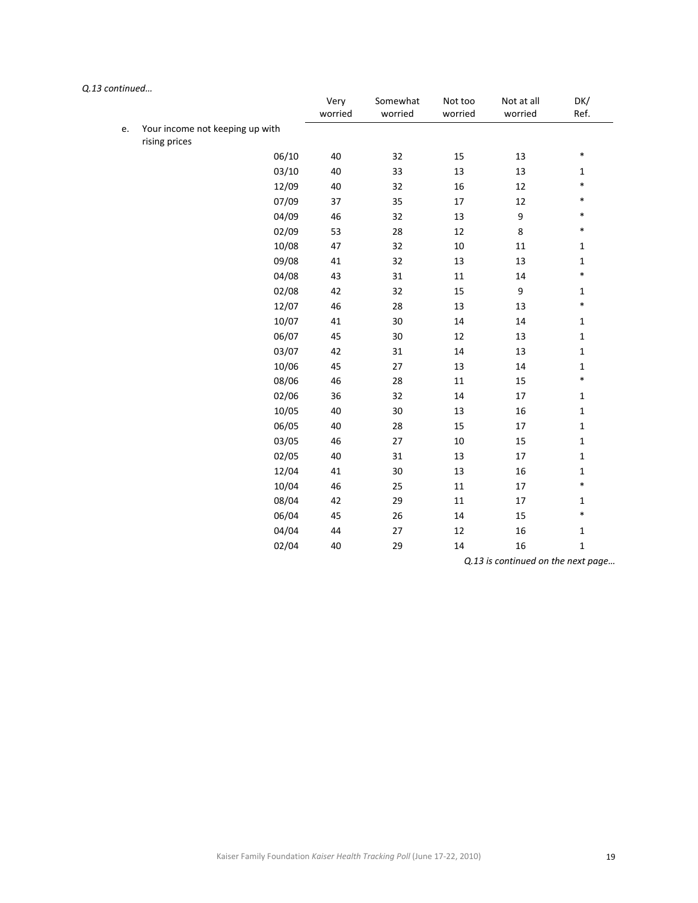*Q.13 continued…*

| | | Very worried | Somewhat worried | Not too worried | Not at all worried | DK/ Ref. |
|---|---|---|---|---|---|---|
| e. | Your income not keeping up with rising prices | | | | | |
| | 06/10 | 40 | 32 | 15 | 13 | * |
| | 03/10 | 40 | 33 | 13 | 13 | 1 |
| | 12/09 | 40 | 32 | 16 | 12 | * |
| | 07/09 | 37 | 35 | 17 | 12 | * |
| | 04/09 | 46 | 32 | 13 | 9 | * |
| | 02/09 | 53 | 28 | 12 | 8 | * |
| | 10/08 | 47 | 32 | 10 | 11 | 1 |
| | 09/08 | 41 | 32 | 13 | 13 | 1 |
| | 04/08 | 43 | 31 | 11 | 14 | * |
| | 02/08 | 42 | 32 | 15 | 9 | 1 |
| | 12/07 | 46 | 28 | 13 | 13 | * |
| | 10/07 | 41 | 30 | 14 | 14 | 1 |
| | 06/07 | 45 | 30 | 12 | 13 | 1 |
| | 03/07 | 42 | 31 | 14 | 13 | 1 |
| | 10/06 | 45 | 27 | 13 | 14 | 1 |
| | 08/06 | 46 | 28 | 11 | 15 | * |
| | 02/06 | 36 | 32 | 14 | 17 | 1 |
| | 10/05 | 40 | 30 | 13 | 16 | 1 |
| | 06/05 | 40 | 28 | 15 | 17 | 1 |
| | 03/05 | 46 | 27 | 10 | 15 | 1 |
| | 02/05 | 40 | 31 | 13 | 17 | 1 |
| | 12/04 | 41 | 30 | 13 | 16 | 1 |
| | 10/04 | 46 | 25 | 11 | 17 | * |
| | 08/04 | 42 | 29 | 11 | 17 | 1 |
| | 06/04 | 45 | 26 | 14 | 15 | * |
| | 04/04 | 44 | 27 | 12 | 16 | 1 |
| | 02/04 | 40 | 29 | 14 | 16 | 1 |

*Q.13 is continued on the next page…*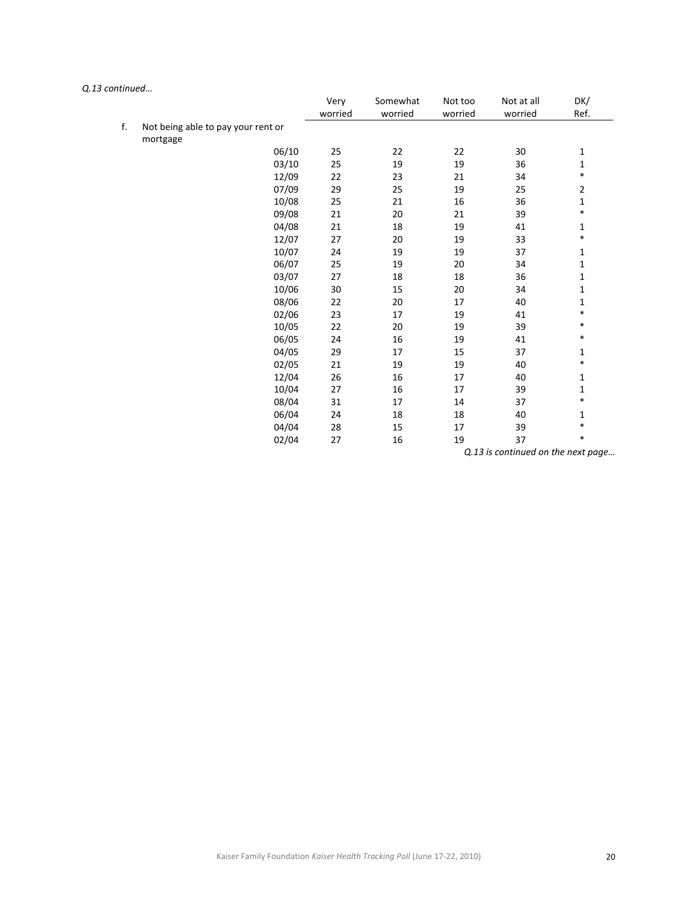*Q.13 continued…*

| | | Very worried | Somewhat worried | Not too worried | Not at all worried | DK/ Ref. |
|---|---|---|---|---|---|---|
| f. | Not being able to pay your rent or mortgage | | | | | |
| | 06/10 | 25 | 22 | 22 | 30 | 1 |
| | 03/10 | 25 | 19 | 19 | 36 | 1 |
| | 12/09 | 22 | 23 | 21 | 34 | * |
| | 07/09 | 29 | 25 | 19 | 25 | 2 |
| | 10/08 | 25 | 21 | 16 | 36 | 1 |
| | 09/08 | 21 | 20 | 21 | 39 | * |
| | 04/08 | 21 | 18 | 19 | 41 | 1 |
| | 12/07 | 27 | 20 | 19 | 33 | * |
| | 10/07 | 24 | 19 | 19 | 37 | 1 |
| | 06/07 | 25 | 19 | 20 | 34 | 1 |
| | 03/07 | 27 | 18 | 18 | 36 | 1 |
| | 10/06 | 30 | 15 | 20 | 34 | 1 |
| | 08/06 | 22 | 20 | 17 | 40 | 1 |
| | 02/06 | 23 | 17 | 19 | 41 | * |
| | 10/05 | 22 | 20 | 19 | 39 | * |
| | 06/05 | 24 | 16 | 19 | 41 | * |
| | 04/05 | 29 | 17 | 15 | 37 | 1 |
| | 02/05 | 21 | 19 | 19 | 40 | * |
| | 12/04 | 26 | 16 | 17 | 40 | 1 |
| | 10/04 | 27 | 16 | 17 | 39 | 1 |
| | 08/04 | 31 | 17 | 14 | 37 | * |
| | 06/04 | 24 | 18 | 18 | 40 | 1 |
| | 04/04 | 28 | 15 | 17 | 39 | * |
| | 02/04 | 27 | 16 | 19 | 37 | * |

*Q.13 is continued on the next page…*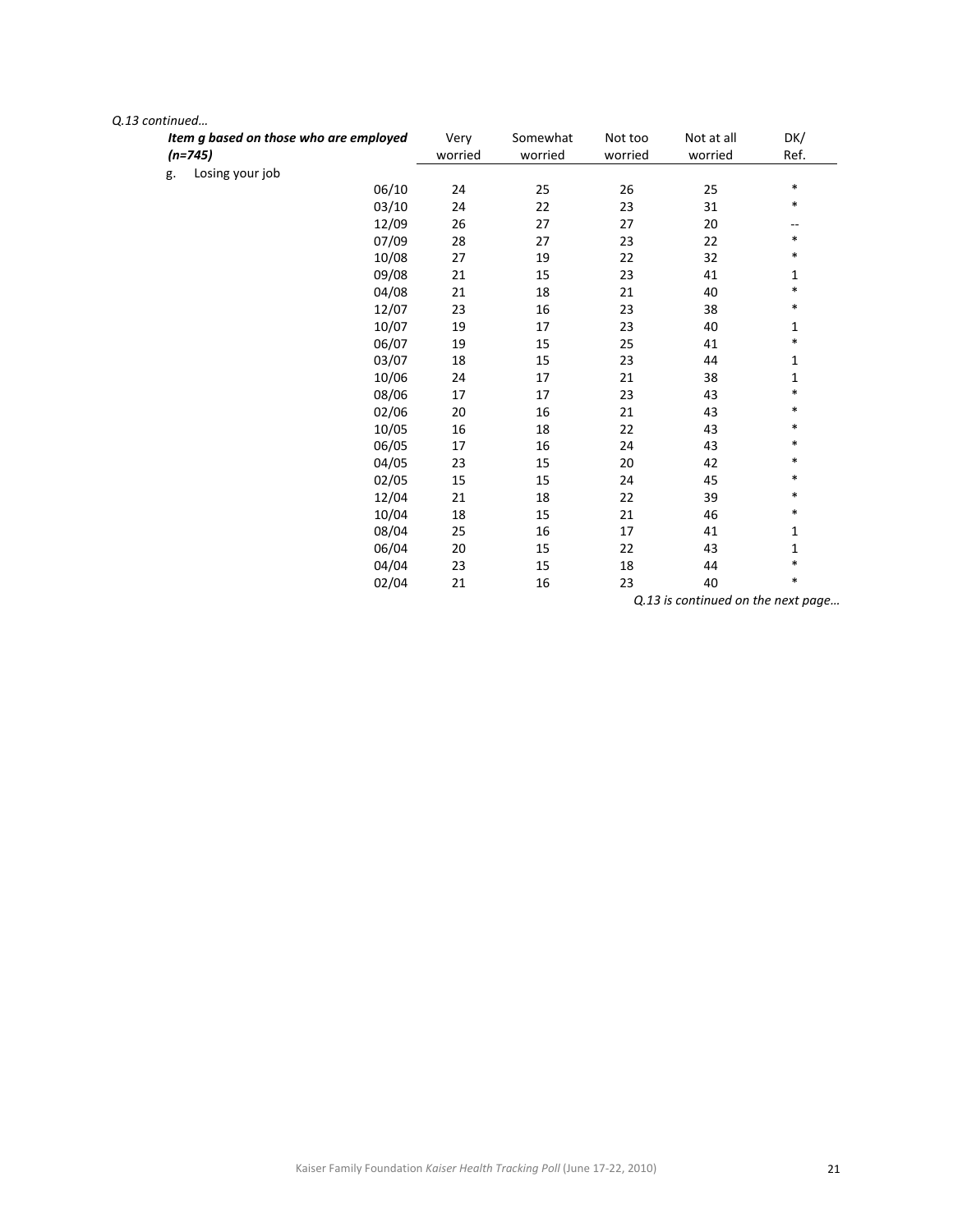*Q.13 continued…*

| ***Item g based on those who are employed (n=745)*** | | Very worried | Somewhat worried | Not too worried | Not at all worried | DK/ Ref. |
|---|---|---|---|---|---|---|
| g. Losing your job | | | | | | |
| | 06/10 | 24 | 25 | 26 | 25 | * |
| | 03/10 | 24 | 22 | 23 | 31 | * |
| | 12/09 | 26 | 27 | 27 | 20 | -- |
| | 07/09 | 28 | 27 | 23 | 22 | * |
| | 10/08 | 27 | 19 | 22 | 32 | * |
| | 09/08 | 21 | 15 | 23 | 41 | 1 |
| | 04/08 | 21 | 18 | 21 | 40 | * |
| | 12/07 | 23 | 16 | 23 | 38 | * |
| | 10/07 | 19 | 17 | 23 | 40 | 1 |
| | 06/07 | 19 | 15 | 25 | 41 | * |
| | 03/07 | 18 | 15 | 23 | 44 | 1 |
| | 10/06 | 24 | 17 | 21 | 38 | 1 |
| | 08/06 | 17 | 17 | 23 | 43 | * |
| | 02/06 | 20 | 16 | 21 | 43 | * |
| | 10/05 | 16 | 18 | 22 | 43 | * |
| | 06/05 | 17 | 16 | 24 | 43 | * |
| | 04/05 | 23 | 15 | 20 | 42 | * |
| | 02/05 | 15 | 15 | 24 | 45 | * |
| | 12/04 | 21 | 18 | 22 | 39 | * |
| | 10/04 | 18 | 15 | 21 | 46 | * |
| | 08/04 | 25 | 16 | 17 | 41 | 1 |
| | 06/04 | 20 | 15 | 22 | 43 | 1 |
| | 04/04 | 23 | 15 | 18 | 44 | * |
| | 02/04 | 21 | 16 | 23 | 40 | * |

*Q.13 is continued on the next page…*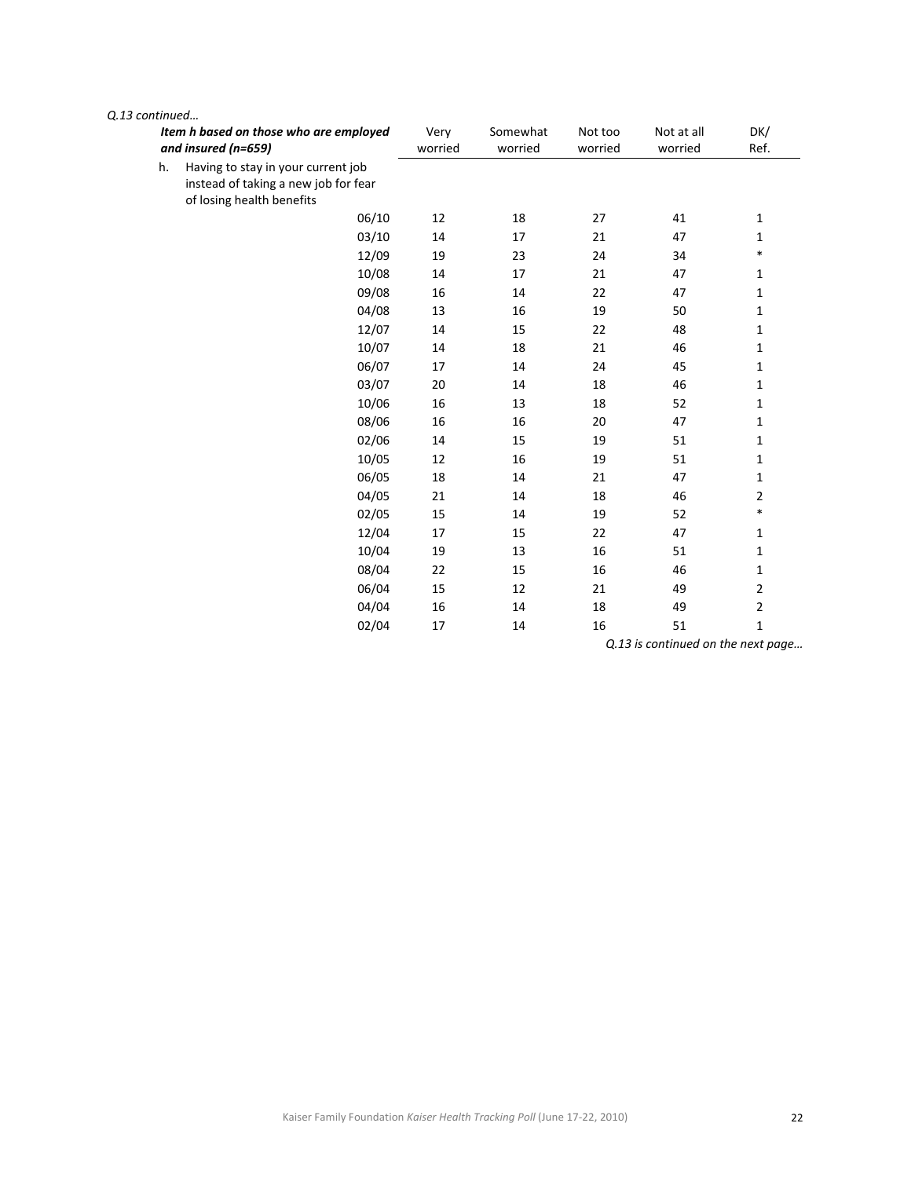*Q.13 continued…*

| ***Item h based on those who are employed and insured (n=659)*** | Very worried | Somewhat worried | Not too worried | Not at all worried | DK/ Ref. |
|---|---|---|---|---|---|
| h. Having to stay in your current job instead of taking a new job for fear of losing health benefits | | | | | |
| 06/10 | 12 | 18 | 27 | 41 | 1 |
| 03/10 | 14 | 17 | 21 | 47 | 1 |
| 12/09 | 19 | 23 | 24 | 34 | * |
| 10/08 | 14 | 17 | 21 | 47 | 1 |
| 09/08 | 16 | 14 | 22 | 47 | 1 |
| 04/08 | 13 | 16 | 19 | 50 | 1 |
| 12/07 | 14 | 15 | 22 | 48 | 1 |
| 10/07 | 14 | 18 | 21 | 46 | 1 |
| 06/07 | 17 | 14 | 24 | 45 | 1 |
| 03/07 | 20 | 14 | 18 | 46 | 1 |
| 10/06 | 16 | 13 | 18 | 52 | 1 |
| 08/06 | 16 | 16 | 20 | 47 | 1 |
| 02/06 | 14 | 15 | 19 | 51 | 1 |
| 10/05 | 12 | 16 | 19 | 51 | 1 |
| 06/05 | 18 | 14 | 21 | 47 | 1 |
| 04/05 | 21 | 14 | 18 | 46 | 2 |
| 02/05 | 15 | 14 | 19 | 52 | * |
| 12/04 | 17 | 15 | 22 | 47 | 1 |
| 10/04 | 19 | 13 | 16 | 51 | 1 |
| 08/04 | 22 | 15 | 16 | 46 | 1 |
| 06/04 | 15 | 12 | 21 | 49 | 2 |
| 04/04 | 16 | 14 | 18 | 49 | 2 |
| 02/04 | 17 | 14 | 16 | 51 | 1 |

*Q.13 is continued on the next page…*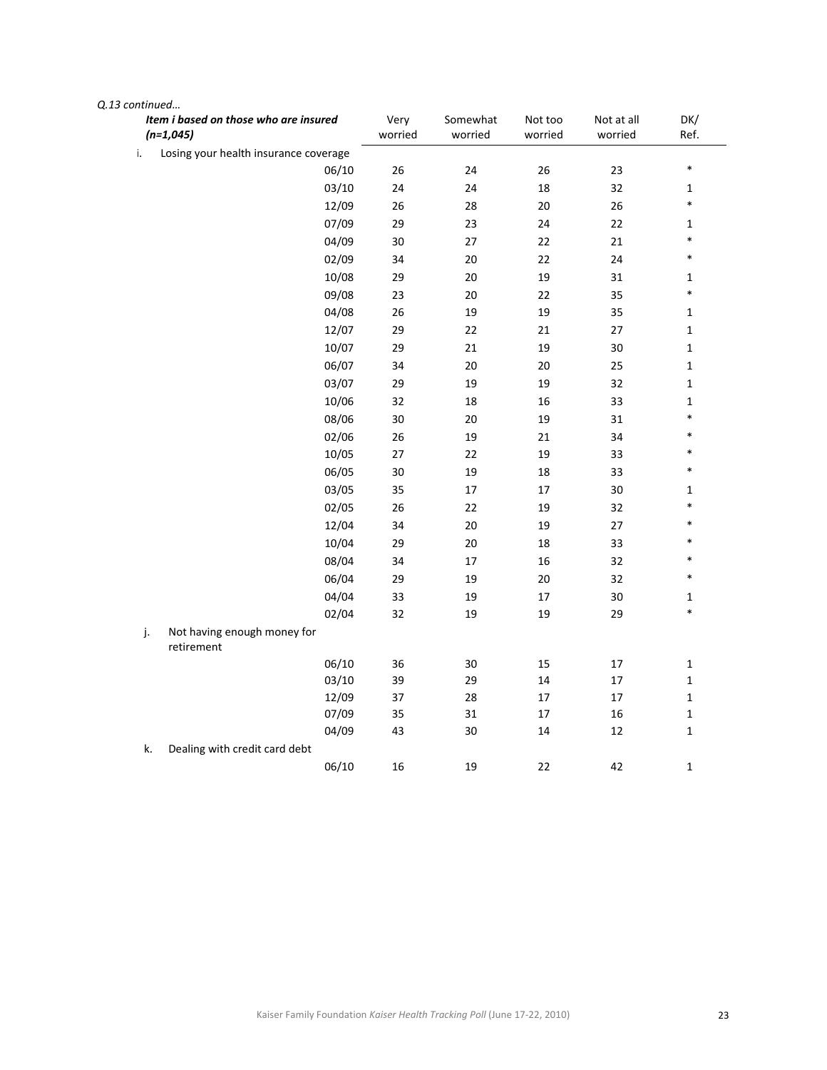*Q.13 continued…*

| ***Item i based on those who are insured (n=1,045)*** | Very worried | Somewhat worried | Not too worried | Not at all worried | DK/ Ref. |
|---|---|---|---|---|---|
| i. Losing your health insurance coverage | | | | | |
| 06/10 | 26 | 24 | 26 | 23 | * |
| 03/10 | 24 | 24 | 18 | 32 | 1 |
| 12/09 | 26 | 28 | 20 | 26 | * |
| 07/09 | 29 | 23 | 24 | 22 | 1 |
| 04/09 | 30 | 27 | 22 | 21 | * |
| 02/09 | 34 | 20 | 22 | 24 | * |
| 10/08 | 29 | 20 | 19 | 31 | 1 |
| 09/08 | 23 | 20 | 22 | 35 | * |
| 04/08 | 26 | 19 | 19 | 35 | 1 |
| 12/07 | 29 | 22 | 21 | 27 | 1 |
| 10/07 | 29 | 21 | 19 | 30 | 1 |
| 06/07 | 34 | 20 | 20 | 25 | 1 |
| 03/07 | 29 | 19 | 19 | 32 | 1 |
| 10/06 | 32 | 18 | 16 | 33 | 1 |
| 08/06 | 30 | 20 | 19 | 31 | * |
| 02/06 | 26 | 19 | 21 | 34 | * |
| 10/05 | 27 | 22 | 19 | 33 | * |
| 06/05 | 30 | 19 | 18 | 33 | * |
| 03/05 | 35 | 17 | 17 | 30 | 1 |
| 02/05 | 26 | 22 | 19 | 32 | * |
| 12/04 | 34 | 20 | 19 | 27 | * |
| 10/04 | 29 | 20 | 18 | 33 | * |
| 08/04 | 34 | 17 | 16 | 32 | * |
| 06/04 | 29 | 19 | 20 | 32 | * |
| 04/04 | 33 | 19 | 17 | 30 | 1 |
| 02/04 | 32 | 19 | 19 | 29 | * |
| j. Not having enough money for retirement | | | | | |
| 06/10 | 36 | 30 | 15 | 17 | 1 |
| 03/10 | 39 | 29 | 14 | 17 | 1 |
| 12/09 | 37 | 28 | 17 | 17 | 1 |
| 07/09 | 35 | 31 | 17 | 16 | 1 |
| 04/09 | 43 | 30 | 14 | 12 | 1 |
| k. Dealing with credit card debt | | | | | |
| 06/10 | 16 | 19 | 22 | 42 | 1 |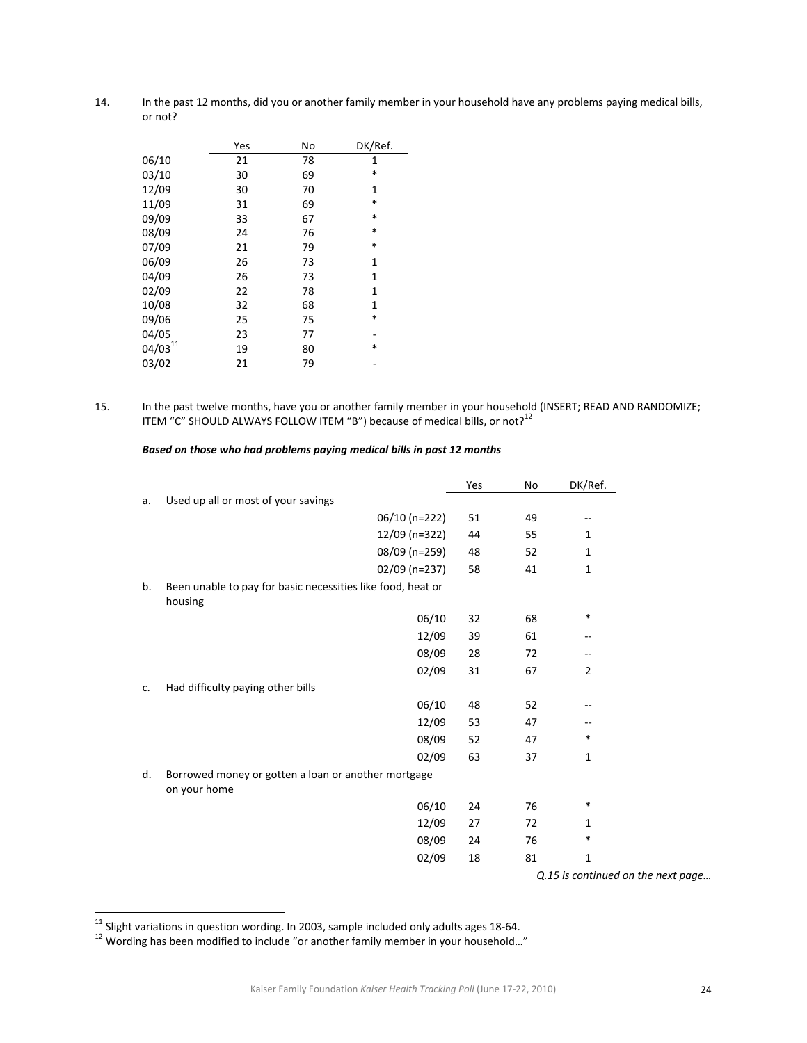14. In the past 12 months, did you or another family member in your household have any problems paying medical bills, or not?

| | Yes | No | DK/Ref. |
|---|---|---|---|
| 06/10 | 21 | 78 | 1 |
| 03/10 | 30 | 69 | * |
| 12/09 | 30 | 70 | 1 |
| 11/09 | 31 | 69 | * |
| 09/09 | 33 | 67 | * |
| 08/09 | 24 | 76 | * |
| 07/09 | 21 | 79 | * |
| 06/09 | 26 | 73 | 1 |
| 04/09 | 26 | 73 | 1 |
| 02/09 | 22 | 78 | 1 |
| 10/08 | 32 | 68 | 1 |
| 09/06 | 25 | 75 | * |
| 04/05 | 23 | 77 | - |
| 04/03[11] | 19 | 80 | * |
| 03/02 | 21 | 79 | - |

15. In the past twelve months, have you or another family member in your household (INSERT; READ AND RANDOMIZE; ITEM "C" SHOULD ALWAYS FOLLOW ITEM "B") because of medical bills, or not?[12]

***Based on those who had problems paying medical bills in past 12 months***

| | | Yes | No | DK/Ref. |
|---|---|---|---|---|
| a. Used up all or most of your savings | | | | |
| | 06/10 (n=222) | 51 | 49 | -- |
| | 12/09 (n=322) | 44 | 55 | 1 |
| | 08/09 (n=259) | 48 | 52 | 1 |
| | 02/09 (n=237) | 58 | 41 | 1 |
| b. Been unable to pay for basic necessities like food, heat or housing | | | | |
| | 06/10 | 32 | 68 | * |
| | 12/09 | 39 | 61 | -- |
| | 08/09 | 28 | 72 | -- |
| | 02/09 | 31 | 67 | 2 |
| c. Had difficulty paying other bills | | | | |
| | 06/10 | 48 | 52 | -- |
| | 12/09 | 53 | 47 | -- |
| | 08/09 | 52 | 47 | * |
| | 02/09 | 63 | 37 | 1 |
| d. Borrowed money or gotten a loan or another mortgage on your home | | | | |
| | 06/10 | 24 | 76 | * |
| | 12/09 | 27 | 72 | 1 |
| | 08/09 | 24 | 76 | * |
| | 02/09 | 18 | 81 | 1 |

*Q.15 is continued on the next page…*

[11] Slight variations in question wording. In 2003, sample included only adults ages 18-64.

[12] Wording has been modified to include "or another family member in your household…"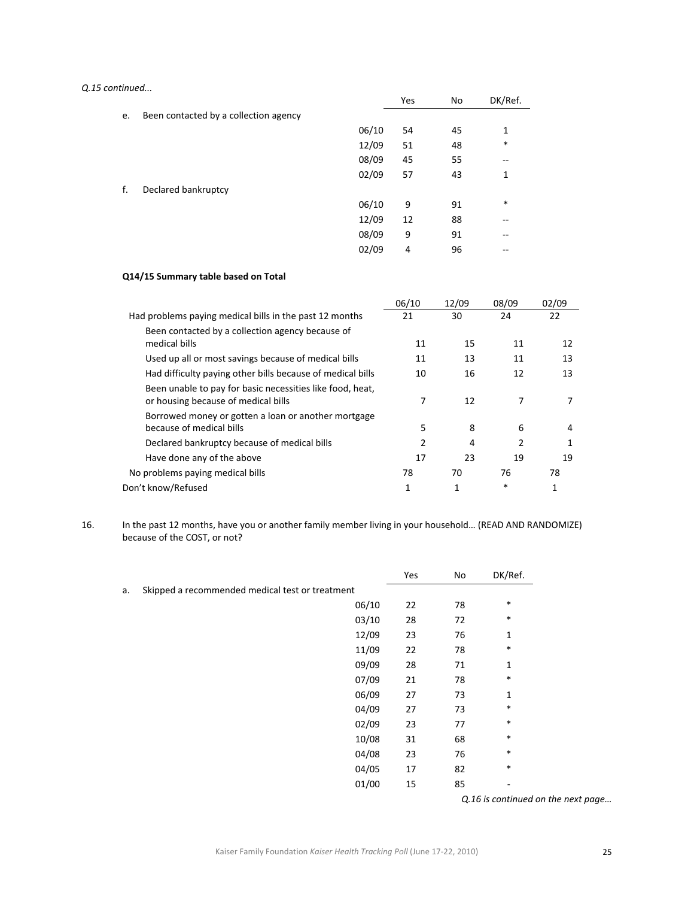*Q.15 continued...*

| | | Yes | No | DK/Ref. |
|---|---|---|---|---|
| e. Been contacted by a collection agency | | | | |
| | 06/10 | 54 | 45 | 1 |
| | 12/09 | 51 | 48 | * |
| | 08/09 | 45 | 55 | -- |
| | 02/09 | 57 | 43 | 1 |
| f. Declared bankruptcy | | | | |
| | 06/10 | 9 | 91 | * |
| | 12/09 | 12 | 88 | -- |
| | 08/09 | 9 | 91 | -- |
| | 02/09 | 4 | 96 | -- |

**Q14/15 Summary table based on Total**

| | 06/10 | 12/09 | 08/09 | 02/09 |
|---|---|---|---|---|
| Had problems paying medical bills in the past 12 months | 21 | 30 | 24 | 22 |
| Been contacted by a collection agency because of medical bills | 11 | 15 | 11 | 12 |
| Used up all or most savings because of medical bills | 11 | 13 | 11 | 13 |
| Had difficulty paying other bills because of medical bills | 10 | 16 | 12 | 13 |
| Been unable to pay for basic necessities like food, heat, or housing because of medical bills | 7 | 12 | 7 | 7 |
| Borrowed money or gotten a loan or another mortgage because of medical bills | 5 | 8 | 6 | 4 |
| Declared bankruptcy because of medical bills | 2 | 4 | 2 | 1 |
| Have done any of the above | 17 | 23 | 19 | 19 |
| No problems paying medical bills | 78 | 70 | 76 | 78 |
| Don't know/Refused | 1 | 1 | * | 1 |

16. In the past 12 months, have you or another family member living in your household… (READ AND RANDOMIZE) because of the COST, or not?

| | | Yes | No | DK/Ref. |
|---|---|---|---|---|
| a. Skipped a recommended medical test or treatment | | | | |
| | 06/10 | 22 | 78 | * |
| | 03/10 | 28 | 72 | * |
| | 12/09 | 23 | 76 | 1 |
| | 11/09 | 22 | 78 | * |
| | 09/09 | 28 | 71 | 1 |
| | 07/09 | 21 | 78 | * |
| | 06/09 | 27 | 73 | 1 |
| | 04/09 | 27 | 73 | * |
| | 02/09 | 23 | 77 | * |
| | 10/08 | 31 | 68 | * |
| | 04/08 | 23 | 76 | * |
| | 04/05 | 17 | 82 | * |
| | 01/00 | 15 | 85 | - |

*Q.16 is continued on the next page…*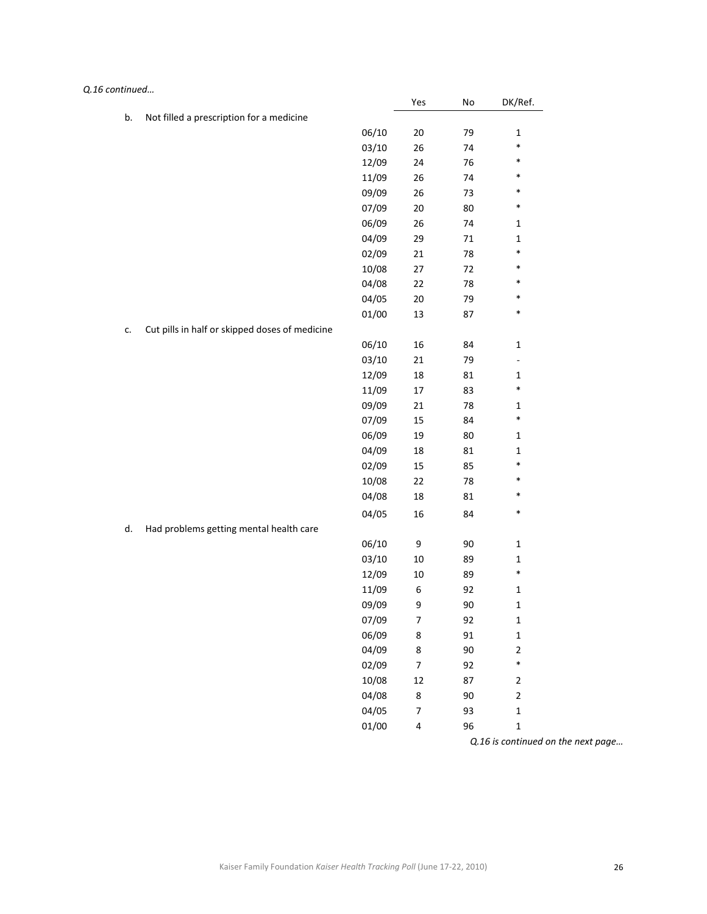*Q.16 continued…*

| | | Yes | No | DK/Ref. |
|---|---|---|---|---|
| b. Not filled a prescription for a medicine | | | | |
| | 06/10 | 20 | 79 | 1 |
| | 03/10 | 26 | 74 | * |
| | 12/09 | 24 | 76 | * |
| | 11/09 | 26 | 74 | * |
| | 09/09 | 26 | 73 | * |
| | 07/09 | 20 | 80 | * |
| | 06/09 | 26 | 74 | 1 |
| | 04/09 | 29 | 71 | 1 |
| | 02/09 | 21 | 78 | * |
| | 10/08 | 27 | 72 | * |
| | 04/08 | 22 | 78 | * |
| | 04/05 | 20 | 79 | * |
| | 01/00 | 13 | 87 | * |
| c. Cut pills in half or skipped doses of medicine | | | | |
| | 06/10 | 16 | 84 | 1 |
| | 03/10 | 21 | 79 | - |
| | 12/09 | 18 | 81 | 1 |
| | 11/09 | 17 | 83 | * |
| | 09/09 | 21 | 78 | 1 |
| | 07/09 | 15 | 84 | * |
| | 06/09 | 19 | 80 | 1 |
| | 04/09 | 18 | 81 | 1 |
| | 02/09 | 15 | 85 | * |
| | 10/08 | 22 | 78 | * |
| | 04/08 | 18 | 81 | * |
| | 04/05 | 16 | 84 | * |
| d. Had problems getting mental health care | | | | |
| | 06/10 | 9 | 90 | 1 |
| | 03/10 | 10 | 89 | 1 |
| | 12/09 | 10 | 89 | * |
| | 11/09 | 6 | 92 | 1 |
| | 09/09 | 9 | 90 | 1 |
| | 07/09 | 7 | 92 | 1 |
| | 06/09 | 8 | 91 | 1 |
| | 04/09 | 8 | 90 | 2 |
| | 02/09 | 7 | 92 | * |
| | 10/08 | 12 | 87 | 2 |
| | 04/08 | 8 | 90 | 2 |
| | 04/05 | 7 | 93 | 1 |
| | 01/00 | 4 | 96 | 1 |

*Q.16 is continued on the next page…*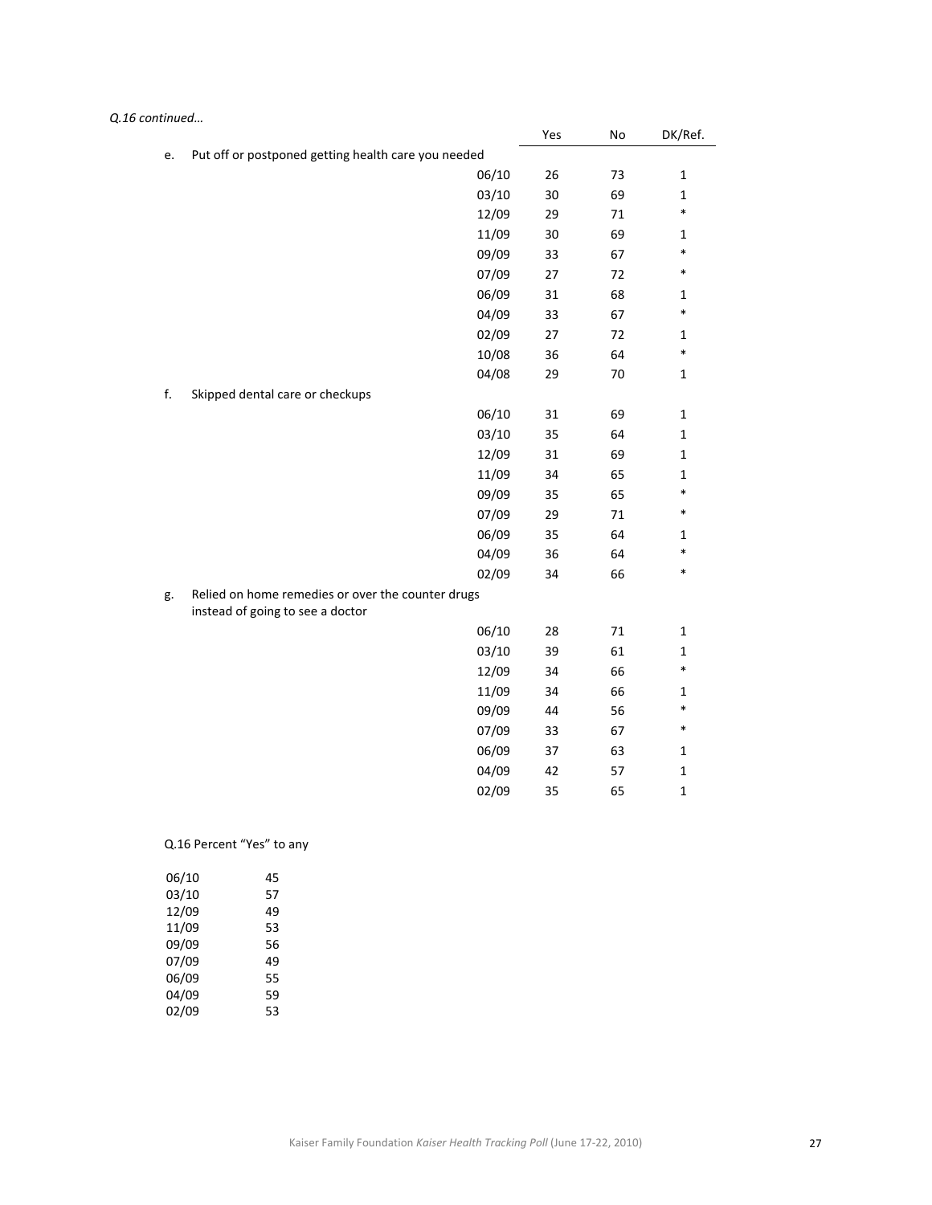*Q.16 continued…*

| | | Yes | No | DK/Ref. |
|---|---|---|---|---|
| e. Put off or postponed getting health care you needed | | | | |
| | 06/10 | 26 | 73 | 1 |
| | 03/10 | 30 | 69 | 1 |
| | 12/09 | 29 | 71 | * |
| | 11/09 | 30 | 69 | 1 |
| | 09/09 | 33 | 67 | * |
| | 07/09 | 27 | 72 | * |
| | 06/09 | 31 | 68 | 1 |
| | 04/09 | 33 | 67 | * |
| | 02/09 | 27 | 72 | 1 |
| | 10/08 | 36 | 64 | * |
| | 04/08 | 29 | 70 | 1 |
| f. Skipped dental care or checkups | | | | |
| | 06/10 | 31 | 69 | 1 |
| | 03/10 | 35 | 64 | 1 |
| | 12/09 | 31 | 69 | 1 |
| | 11/09 | 34 | 65 | 1 |
| | 09/09 | 35 | 65 | * |
| | 07/09 | 29 | 71 | * |
| | 06/09 | 35 | 64 | 1 |
| | 04/09 | 36 | 64 | * |
| | 02/09 | 34 | 66 | * |
| g. Relied on home remedies or over the counter drugs instead of going to see a doctor | | | | |
| | 06/10 | 28 | 71 | 1 |
| | 03/10 | 39 | 61 | 1 |
| | 12/09 | 34 | 66 | * |
| | 11/09 | 34 | 66 | 1 |
| | 09/09 | 44 | 56 | * |
| | 07/09 | 33 | 67 | * |
| | 06/09 | 37 | 63 | 1 |
| | 04/09 | 42 | 57 | 1 |
| | 02/09 | 35 | 65 | 1 |

Q.16 Percent "Yes" to any

| | |
|---|---|
| 06/10 | 45 |
| 03/10 | 57 |
| 12/09 | 49 |
| 11/09 | 53 |
| 09/09 | 56 |
| 07/09 | 49 |
| 06/09 | 55 |
| 04/09 | 59 |
| 02/09 | 53 |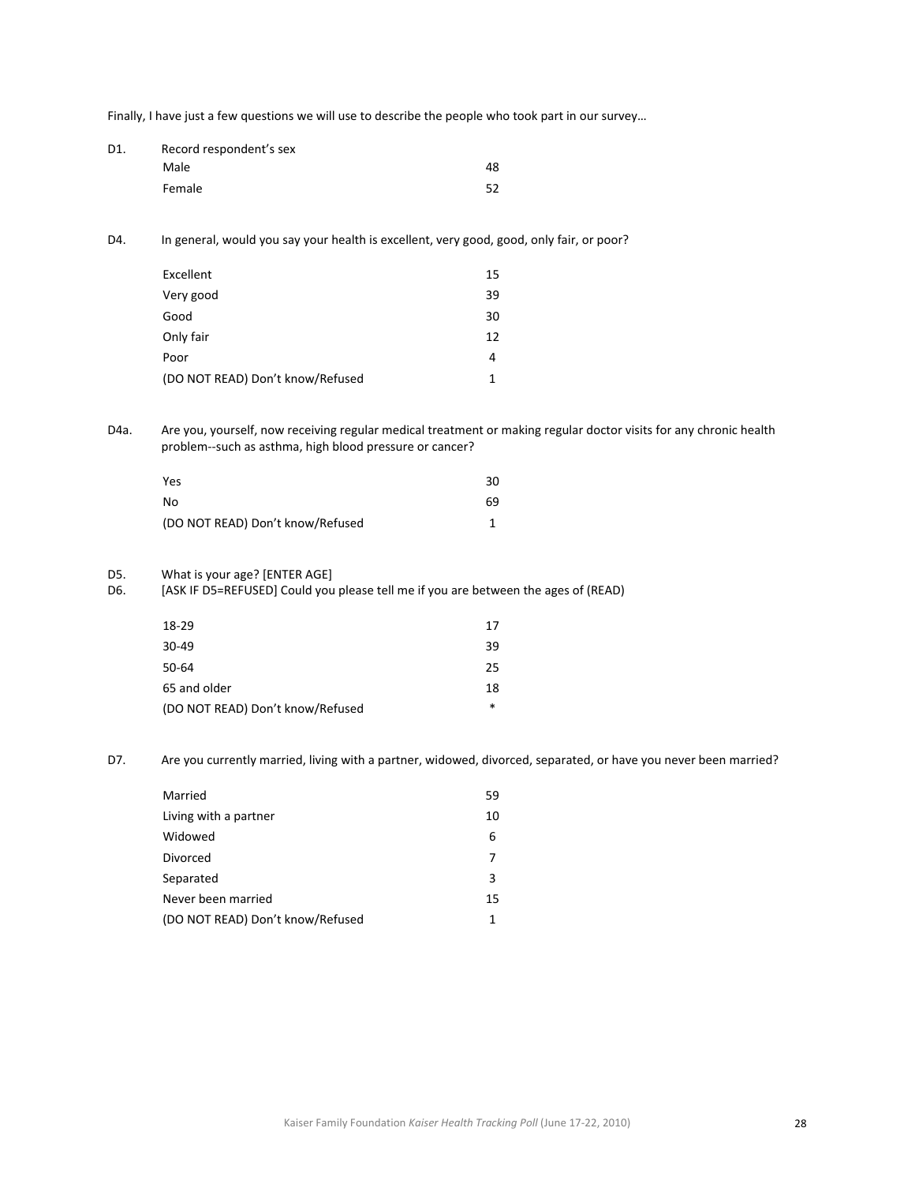Finally, I have just a few questions we will use to describe the people who took part in our survey…

D1. Record respondent's sex

| | |
|---|---|
| Male | 48 |
| Female | 52 |

D4. In general, would you say your health is excellent, very good, good, only fair, or poor?

| | |
|---|---|
| Excellent | 15 |
| Very good | 39 |
| Good | 30 |
| Only fair | 12 |
| Poor | 4 |
| (DO NOT READ) Don't know/Refused | 1 |

D4a. Are you, yourself, now receiving regular medical treatment or making regular doctor visits for any chronic health problem--such as asthma, high blood pressure or cancer?

| | |
|---|---|
| Yes | 30 |
| No | 69 |
| (DO NOT READ) Don't know/Refused | 1 |

D5. What is your age? [ENTER AGE]
D6. [ASK IF D5=REFUSED] Could you please tell me if you are between the ages of (READ)

| | |
|---|---|
| 18-29 | 17 |
| 30-49 | 39 |
| 50-64 | 25 |
| 65 and older | 18 |
| (DO NOT READ) Don't know/Refused | * |

D7. Are you currently married, living with a partner, widowed, divorced, separated, or have you never been married?

| | |
|---|---|
| Married | 59 |
| Living with a partner | 10 |
| Widowed | 6 |
| Divorced | 7 |
| Separated | 3 |
| Never been married | 15 |
| (DO NOT READ) Don't know/Refused | 1 |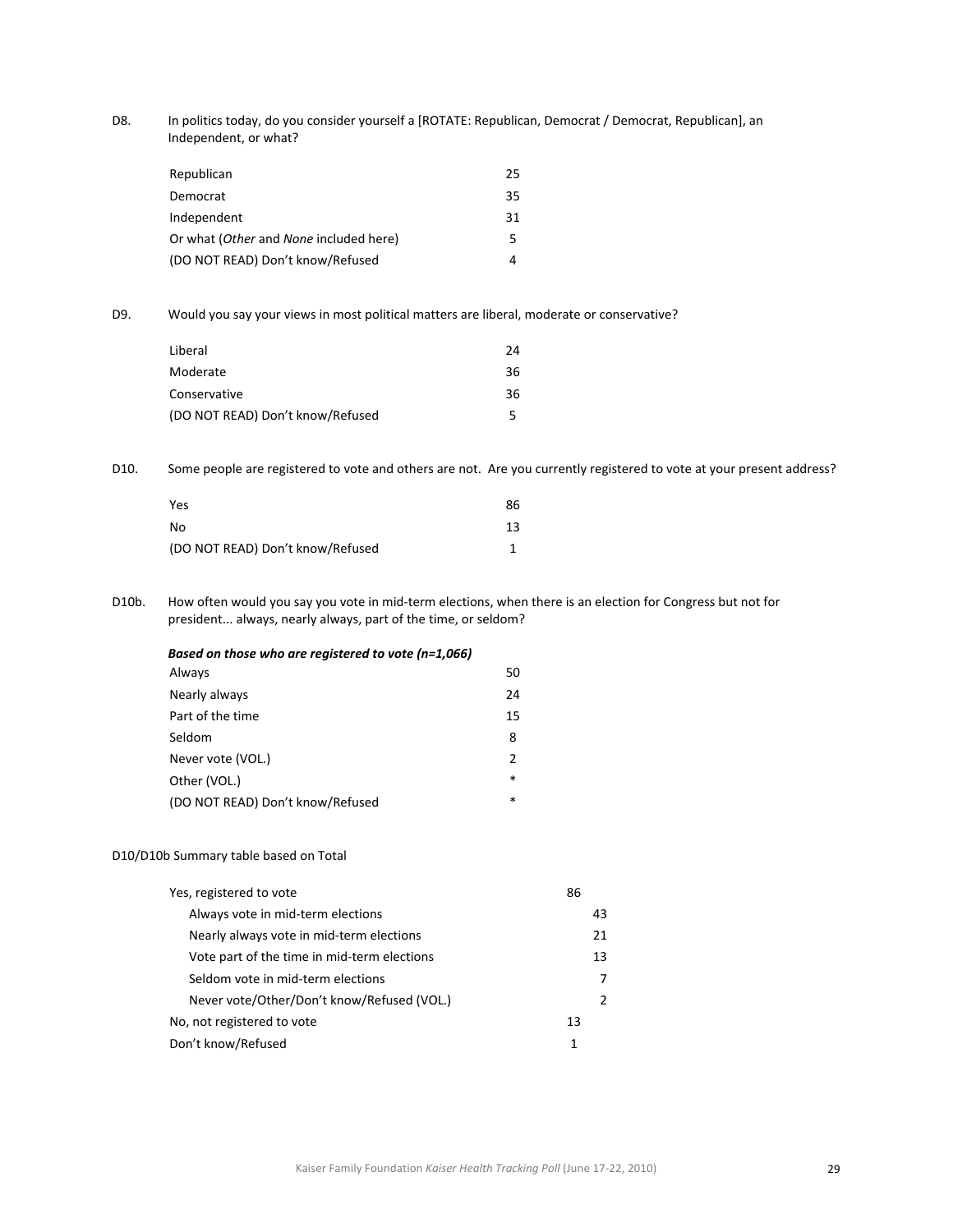D8. In politics today, do you consider yourself a [ROTATE: Republican, Democrat / Democrat, Republican], an Independent, or what?

| | |
|---|---|
| Republican | 25 |
| Democrat | 35 |
| Independent | 31 |
| Or what (*Other* and *None* included here) | 5 |
| (DO NOT READ) Don't know/Refused | 4 |

D9. Would you say your views in most political matters are liberal, moderate or conservative?

| | |
|---|---|
| Liberal | 24 |
| Moderate | 36 |
| Conservative | 36 |
| (DO NOT READ) Don't know/Refused | 5 |

D10. Some people are registered to vote and others are not. Are you currently registered to vote at your present address?

| | |
|---|---|
| Yes | 86 |
| No | 13 |
| (DO NOT READ) Don't know/Refused | 1 |

D10b. How often would you say you vote in mid-term elections, when there is an election for Congress but not for president... always, nearly always, part of the time, or seldom?

***Based on those who are registered to vote (n=1,066)***

| | |
|---|---|
| Always | 50 |
| Nearly always | 24 |
| Part of the time | 15 |
| Seldom | 8 |
| Never vote (VOL.) | 2 |
| Other (VOL.) | * |
| (DO NOT READ) Don't know/Refused | * |

D10/D10b Summary table based on Total

| | | |
|---|---|---|
| Yes, registered to vote | 86 | |
| Always vote in mid-term elections | | 43 |
| Nearly always vote in mid-term elections | | 21 |
| Vote part of the time in mid-term elections | | 13 |
| Seldom vote in mid-term elections | | 7 |
| Never vote/Other/Don't know/Refused (VOL.) | | 2 |
| No, not registered to vote | 13 | |
| Don't know/Refused | 1 | |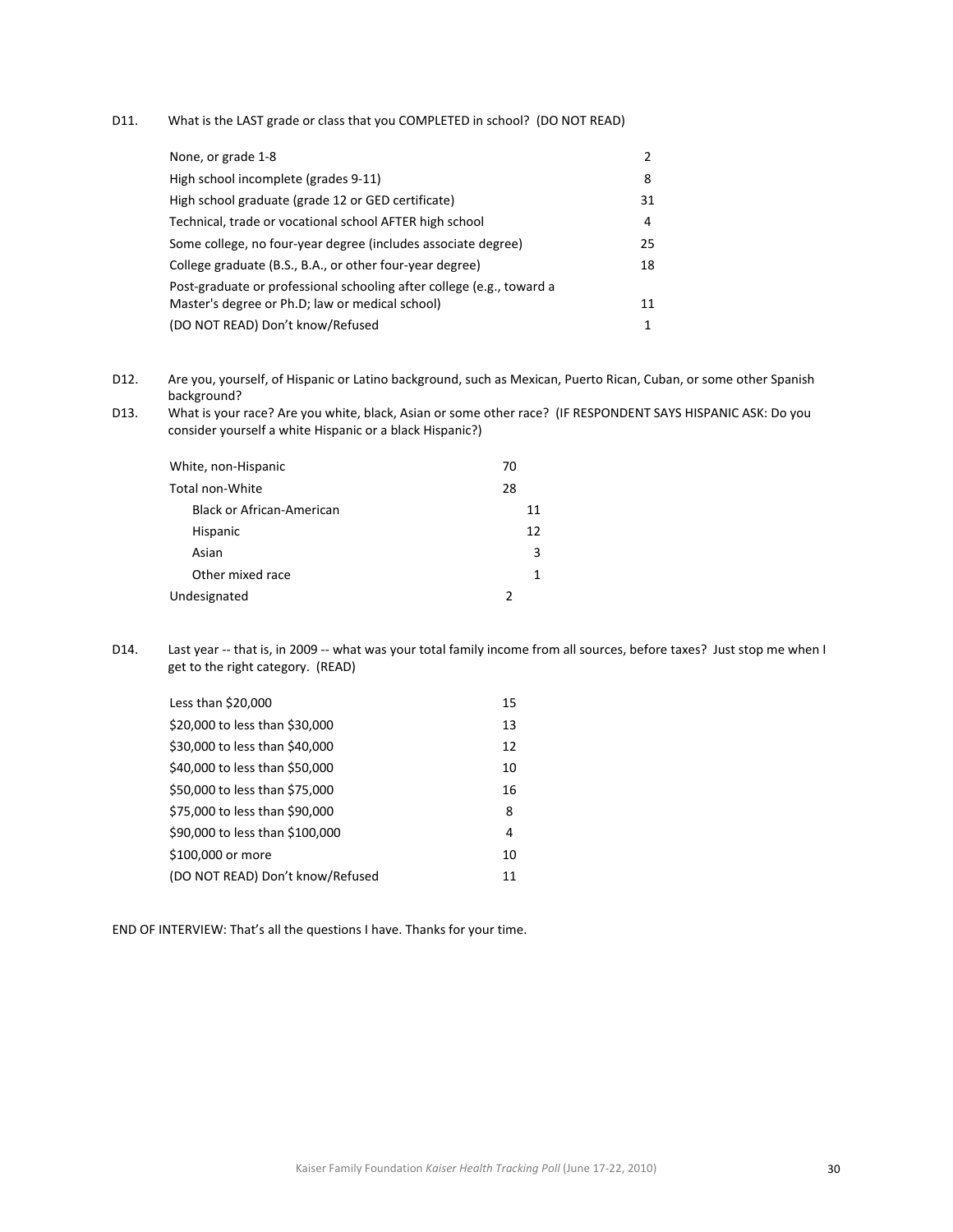D11. What is the LAST grade or class that you COMPLETED in school? (DO NOT READ)

| | |
|---|---|
| None, or grade 1-8 | 2 |
| High school incomplete (grades 9-11) | 8 |
| High school graduate (grade 12 or GED certificate) | 31 |
| Technical, trade or vocational school AFTER high school | 4 |
| Some college, no four-year degree (includes associate degree) | 25 |
| College graduate (B.S., B.A., or other four-year degree) | 18 |
| Post-graduate or professional schooling after college (e.g., toward a Master's degree or Ph.D; law or medical school) | 11 |
| (DO NOT READ) Don't know/Refused | 1 |

D12. Are you, yourself, of Hispanic or Latino background, such as Mexican, Puerto Rican, Cuban, or some other Spanish background?

D13. What is your race? Are you white, black, Asian or some other race? (IF RESPONDENT SAYS HISPANIC ASK: Do you consider yourself a white Hispanic or a black Hispanic?)

| | | |
|---|---|---|
| White, non-Hispanic | 70 | |
| Total non-White | 28 | |
| Black or African-American | | 11 |
| Hispanic | | 12 |
| Asian | | 3 |
| Other mixed race | | 1 |
| Undesignated | 2 | |

D14. Last year -- that is, in 2009 -- what was your total family income from all sources, before taxes? Just stop me when I get to the right category. (READ)

| | |
|---|---|
| Less than $20,000 | 15 |
| $20,000 to less than $30,000 | 13 |
| $30,000 to less than $40,000 | 12 |
| $40,000 to less than $50,000 | 10 |
| $50,000 to less than $75,000 | 16 |
| $75,000 to less than $90,000 | 8 |
| $90,000 to less than $100,000 | 4 |
| $100,000 or more | 10 |
| (DO NOT READ) Don't know/Refused | 11 |

END OF INTERVIEW: That's all the questions I have. Thanks for your time.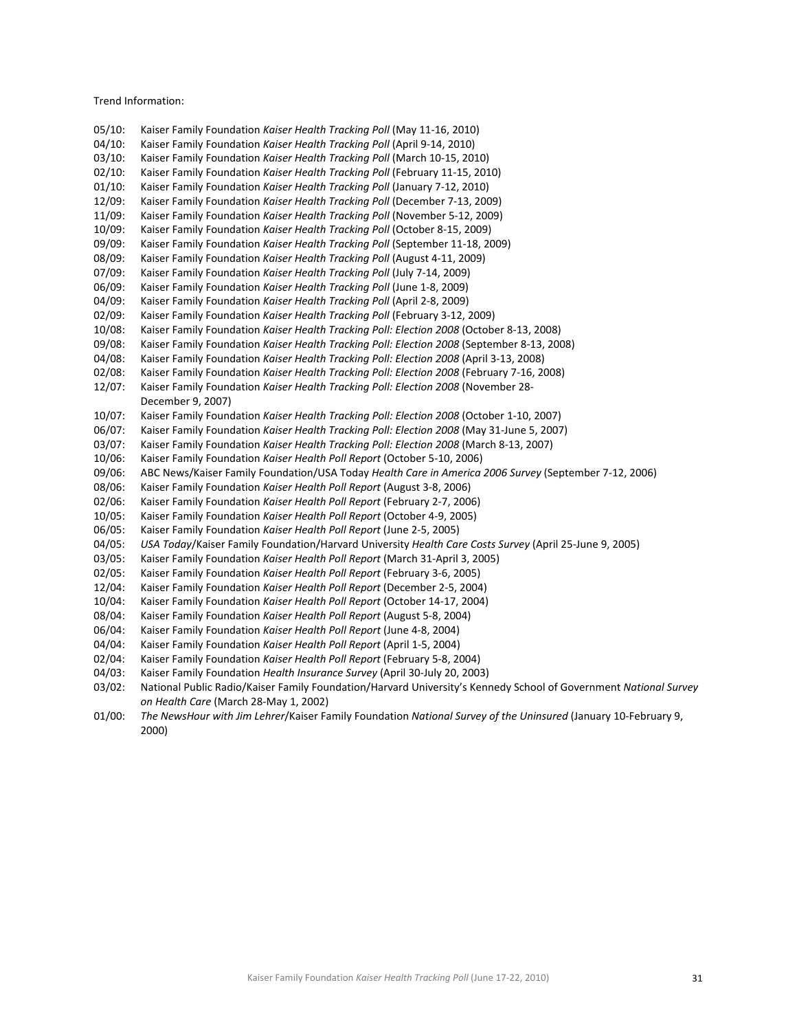Trend Information:

05/10: Kaiser Family Foundation *Kaiser Health Tracking Poll* (May 11-16, 2010)
04/10: Kaiser Family Foundation *Kaiser Health Tracking Poll* (April 9-14, 2010)
03/10: Kaiser Family Foundation *Kaiser Health Tracking Poll* (March 10-15, 2010)
02/10: Kaiser Family Foundation *Kaiser Health Tracking Poll* (February 11-15, 2010)
01/10: Kaiser Family Foundation *Kaiser Health Tracking Poll* (January 7-12, 2010)
12/09: Kaiser Family Foundation *Kaiser Health Tracking Poll* (December 7-13, 2009)
11/09: Kaiser Family Foundation *Kaiser Health Tracking Poll* (November 5-12, 2009)
10/09: Kaiser Family Foundation *Kaiser Health Tracking Poll* (October 8-15, 2009)
09/09: Kaiser Family Foundation *Kaiser Health Tracking Poll* (September 11-18, 2009)
08/09: Kaiser Family Foundation *Kaiser Health Tracking Poll* (August 4-11, 2009)
07/09: Kaiser Family Foundation *Kaiser Health Tracking Poll* (July 7-14, 2009)
06/09: Kaiser Family Foundation *Kaiser Health Tracking Poll* (June 1-8, 2009)
04/09: Kaiser Family Foundation *Kaiser Health Tracking Poll* (April 2-8, 2009)
02/09: Kaiser Family Foundation *Kaiser Health Tracking Poll* (February 3-12, 2009)
10/08: Kaiser Family Foundation *Kaiser Health Tracking Poll: Election 2008* (October 8-13, 2008)
09/08: Kaiser Family Foundation *Kaiser Health Tracking Poll: Election 2008* (September 8-13, 2008)
04/08: Kaiser Family Foundation *Kaiser Health Tracking Poll: Election 2008* (April 3-13, 2008)
02/08: Kaiser Family Foundation *Kaiser Health Tracking Poll: Election 2008* (February 7-16, 2008)
12/07: Kaiser Family Foundation *Kaiser Health Tracking Poll: Election 2008* (November 28-December 9, 2007)
10/07: Kaiser Family Foundation *Kaiser Health Tracking Poll: Election 2008* (October 1-10, 2007)
06/07: Kaiser Family Foundation *Kaiser Health Tracking Poll: Election 2008* (May 31-June 5, 2007)
03/07: Kaiser Family Foundation *Kaiser Health Tracking Poll: Election 2008* (March 8-13, 2007)
10/06: Kaiser Family Foundation *Kaiser Health Poll Report* (October 5-10, 2006)
09/06: ABC News/Kaiser Family Foundation/USA Today *Health Care in America 2006 Survey* (September 7-12, 2006)
08/06: Kaiser Family Foundation *Kaiser Health Poll Report* (August 3-8, 2006)
02/06: Kaiser Family Foundation *Kaiser Health Poll Report* (February 2-7, 2006)
10/05: Kaiser Family Foundation *Kaiser Health Poll Report* (October 4-9, 2005)
06/05: Kaiser Family Foundation *Kaiser Health Poll Report* (June 2-5, 2005)
04/05: *USA Today*/Kaiser Family Foundation/Harvard University *Health Care Costs Survey* (April 25-June 9, 2005)
03/05: Kaiser Family Foundation *Kaiser Health Poll Report* (March 31-April 3, 2005)
02/05: Kaiser Family Foundation *Kaiser Health Poll Report* (February 3-6, 2005)
12/04: Kaiser Family Foundation *Kaiser Health Poll Report* (December 2-5, 2004)
10/04: Kaiser Family Foundation *Kaiser Health Poll Report* (October 14-17, 2004)
08/04: Kaiser Family Foundation *Kaiser Health Poll Report* (August 5-8, 2004)
06/04: Kaiser Family Foundation *Kaiser Health Poll Report* (June 4-8, 2004)
04/04: Kaiser Family Foundation *Kaiser Health Poll Report* (April 1-5, 2004)
02/04: Kaiser Family Foundation *Kaiser Health Poll Report* (February 5-8, 2004)
04/03: Kaiser Family Foundation *Health Insurance Survey* (April 30-July 20, 2003)
03/02: National Public Radio/Kaiser Family Foundation/Harvard University's Kennedy School of Government *National Survey on Health Care* (March 28-May 1, 2002)
01/00: *The NewsHour with Jim Lehrer*/Kaiser Family Foundation *National Survey of the Uninsured* (January 10-February 9, 2000)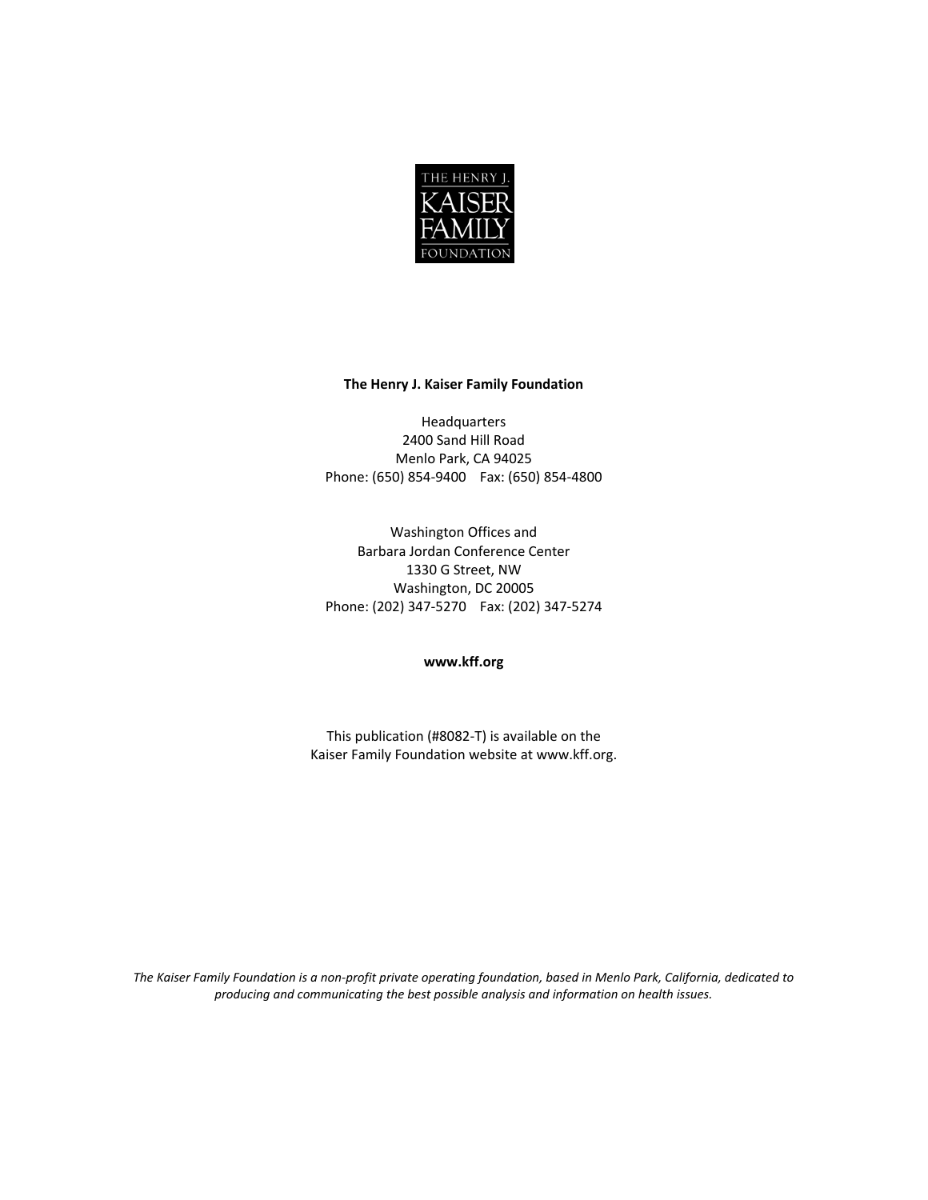THE HENRY J.
KAISER
FAMILY
FOUNDATION

**The Henry J. Kaiser Family Foundation**

Headquarters
2400 Sand Hill Road
Menlo Park, CA 94025
Phone: (650) 854-9400 Fax: (650) 854-4800

Washington Offices and
Barbara Jordan Conference Center
1330 G Street, NW
Washington, DC 20005
Phone: (202) 347-5270 Fax: (202) 347-5274

**www.kff.org**

This publication (#8082-T) is available on the
Kaiser Family Foundation website at www.kff.org.

*The Kaiser Family Foundation is a non-profit private operating foundation, based in Menlo Park, California, dedicated to producing and communicating the best possible analysis and information on health issues.*